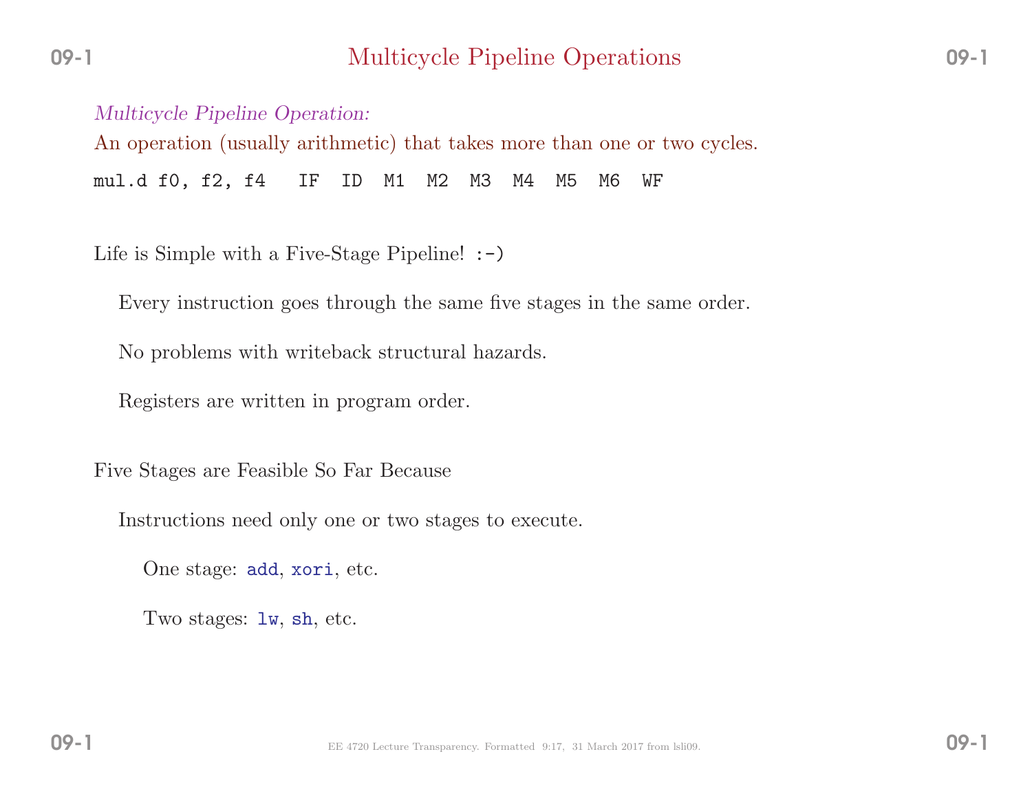# Multicycle Pipeline Operations

*Multicycle Pipeline Operation:*

An operation (usually arithmetic) that takes more than one or two cycles.

```
mul.d f0, f2, f4   IF  ID  M1  M2  M3  M4  M5  M6  WF
```

Life is Simple with a Five-Stage Pipeline! :-)

- Every instruction goes through the same five stages in the same order.
- No problems with writeback structural hazards.
- Registers are written in program order.

Five Stages are Feasible So Far Because

- Instructions need only one or two stages to execute.
  - One stage: `add`, `xori`, etc.
  - Two stages: `lw`, `sh`, etc.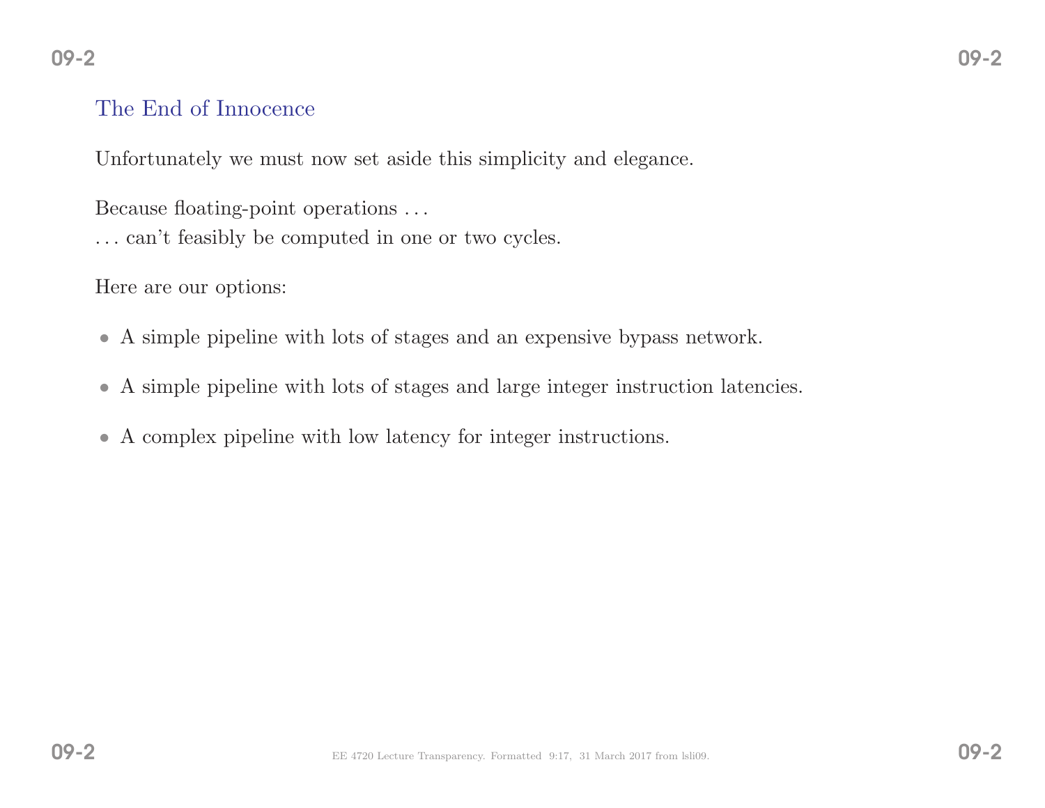## The End of Innocence

Unfortunately we must now set aside this simplicity and elegance.

Because floating-point operations ...
... can't feasibly be computed in one or two cycles.

Here are our options:

- A simple pipeline with lots of stages and an expensive bypass network.
- A simple pipeline with lots of stages and large integer instruction latencies.
- A complex pipeline with low latency for integer instructions.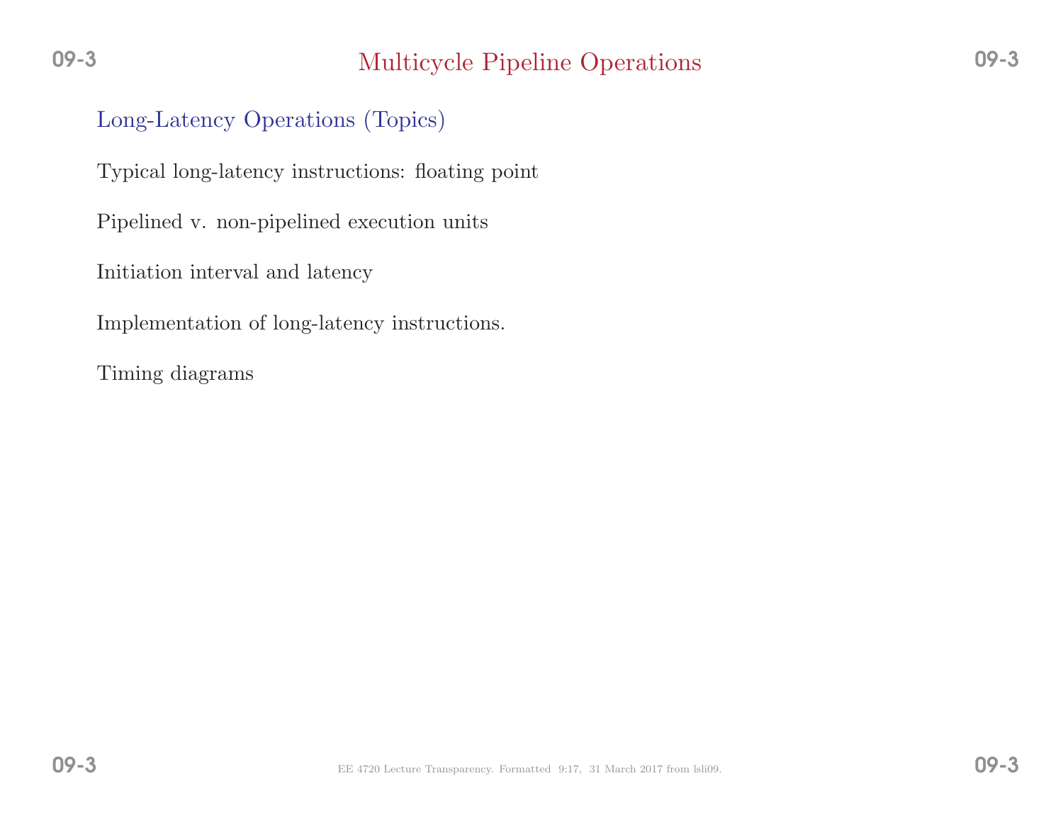# Multicycle Pipeline Operations

## Long-Latency Operations (Topics)

Typical long-latency instructions: floating point

Pipelined v. non-pipelined execution units

Initiation interval and latency

Implementation of long-latency instructions.

Timing diagrams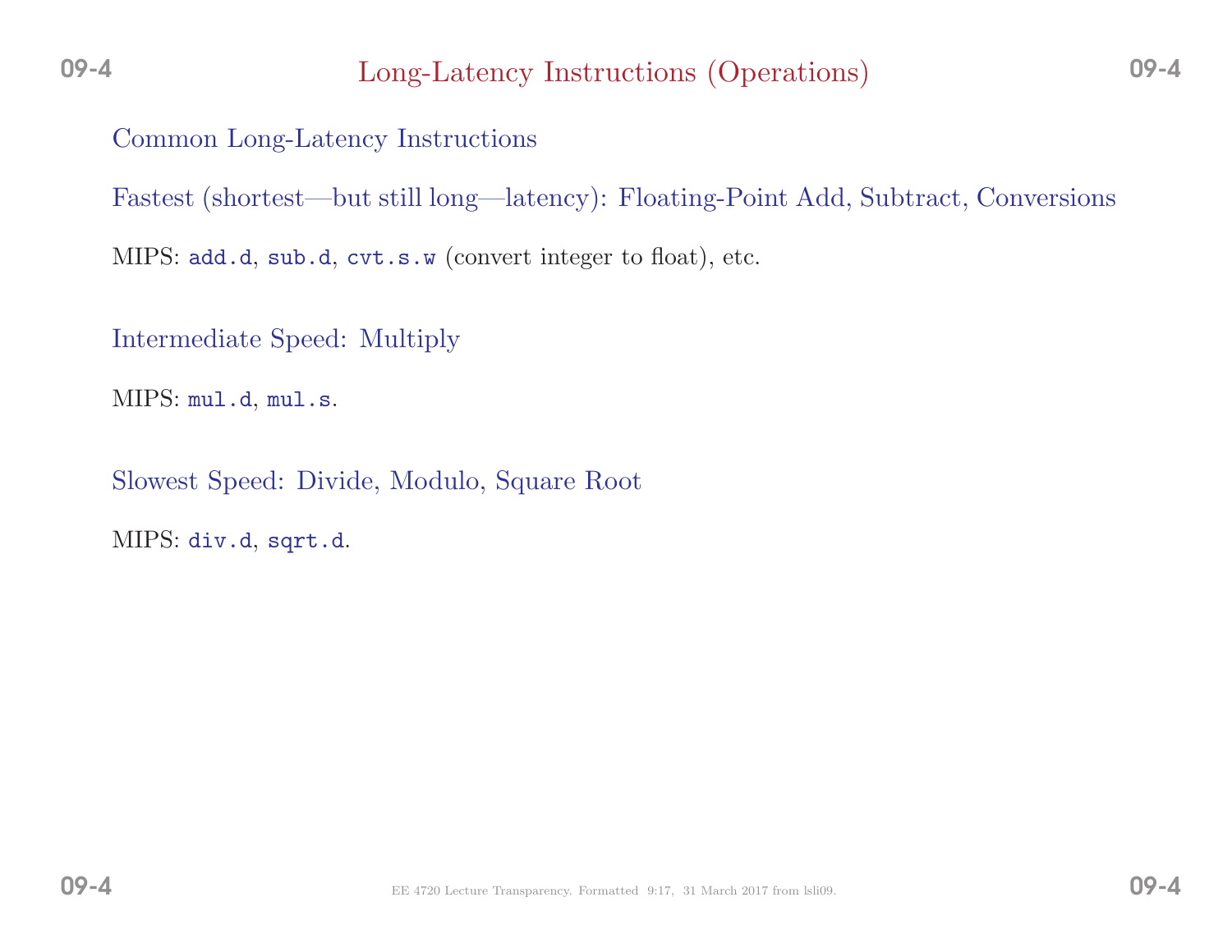# Long-Latency Instructions (Operations)

## Common Long-Latency Instructions

### Fastest (shortest—but still long—latency): Floating-Point Add, Subtract, Conversions

MIPS: `add.d`, `sub.d`, `cvt.s.w` (convert integer to float), etc.

### Intermediate Speed: Multiply

MIPS: `mul.d`, `mul.s`.

### Slowest Speed: Divide, Modulo, Square Root

MIPS: `div.d`, `sqrt.d`.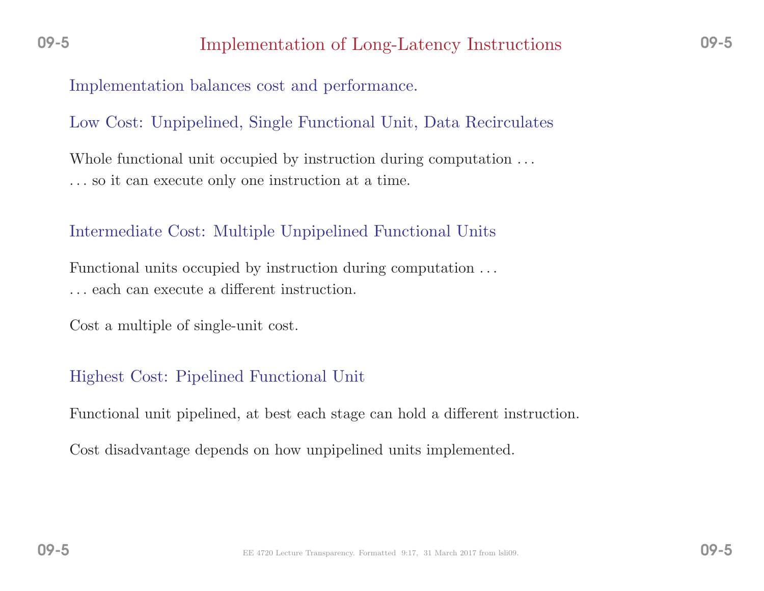# Implementation of Long-Latency Instructions

Implementation balances cost and performance.

## Low Cost: Unpipelined, Single Functional Unit, Data Recirculates

Whole functional unit occupied by instruction during computation . . .
. . . so it can execute only one instruction at a time.

## Intermediate Cost: Multiple Unpipelined Functional Units

Functional units occupied by instruction during computation . . .
. . . each can execute a different instruction.

Cost a multiple of single-unit cost.

## Highest Cost: Pipelined Functional Unit

Functional unit pipelined, at best each stage can hold a different instruction.

Cost disadvantage depends on how unpipelined units implemented.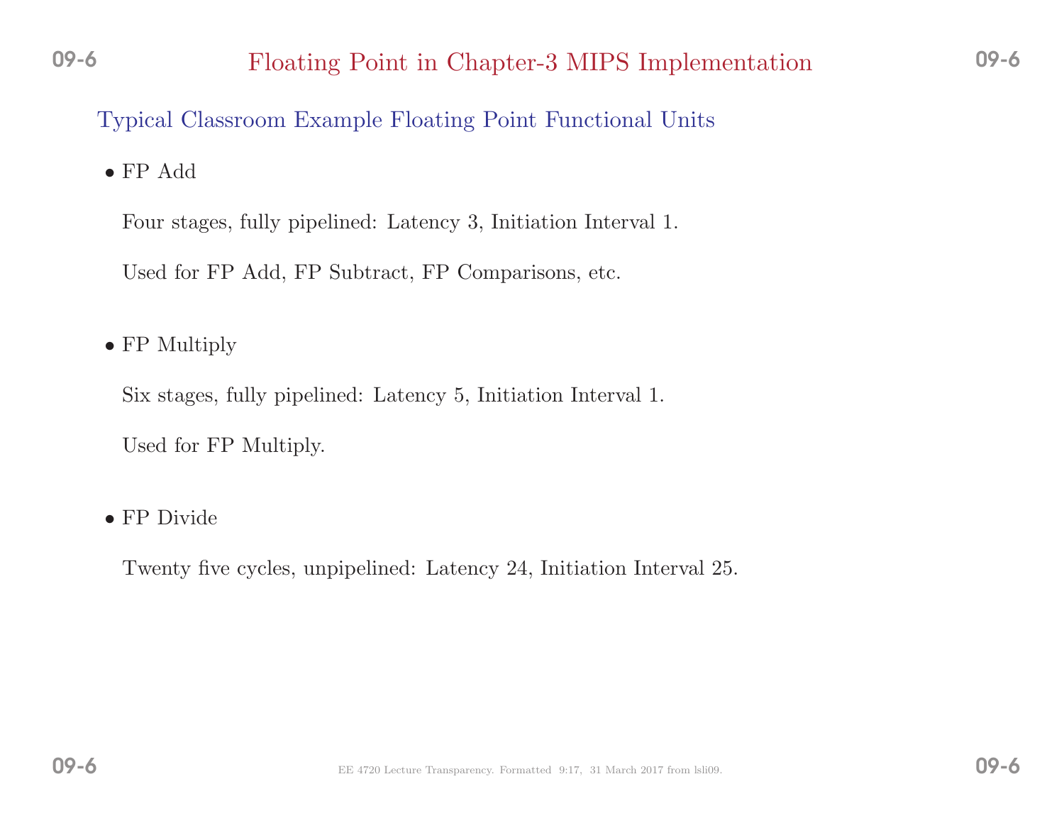# Floating Point in Chapter-3 MIPS Implementation

## Typical Classroom Example Floating Point Functional Units

- FP Add

  Four stages, fully pipelined: Latency 3, Initiation Interval 1.

  Used for FP Add, FP Subtract, FP Comparisons, etc.

- FP Multiply

  Six stages, fully pipelined: Latency 5, Initiation Interval 1.

  Used for FP Multiply.

- FP Divide

  Twenty five cycles, unpipelined: Latency 24, Initiation Interval 25.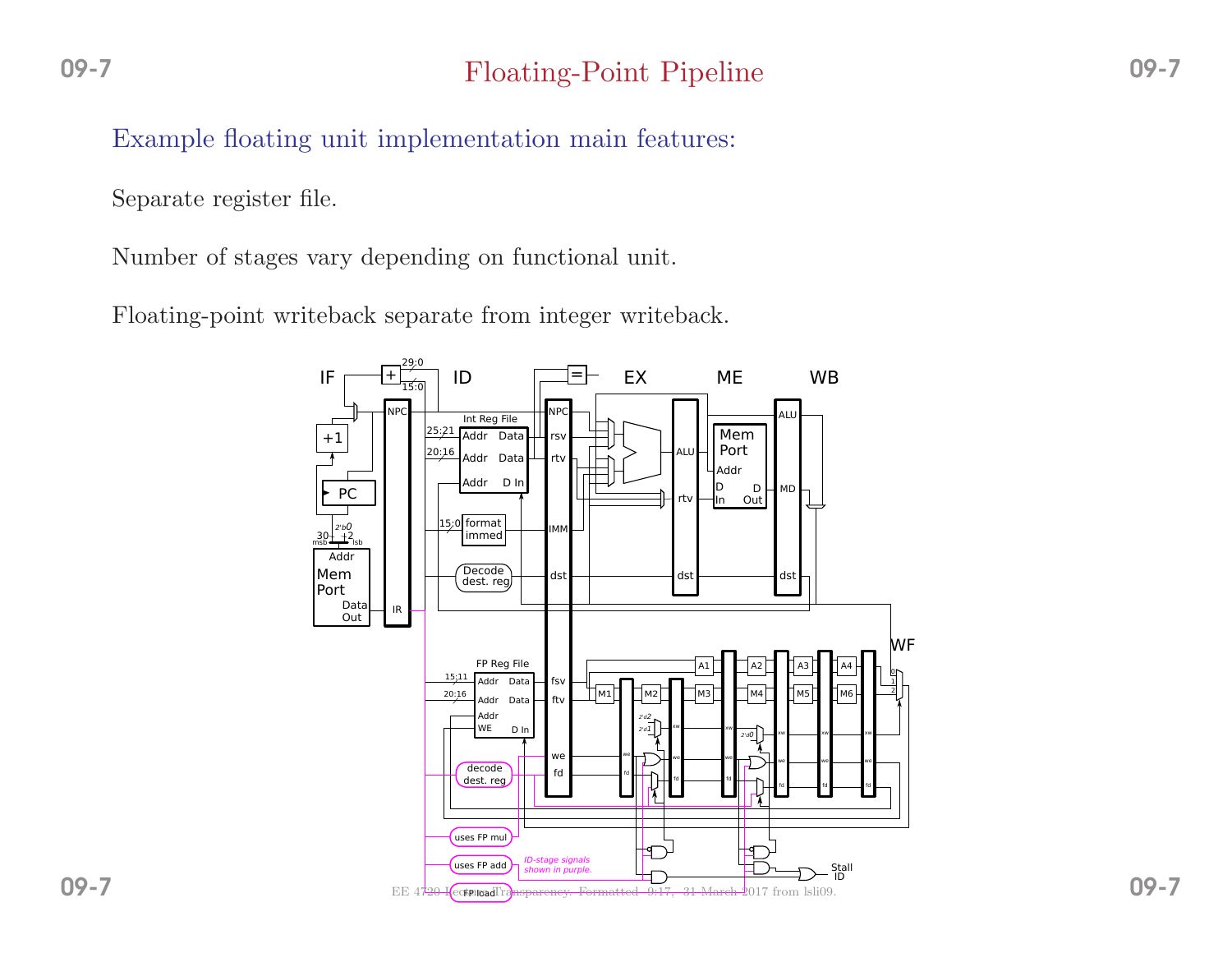# Floating-Point Pipeline

## Example floating unit implementation main features:

Separate register file.

Number of stages vary depending on functional unit.

Floating-point writeback separate from integer writeback.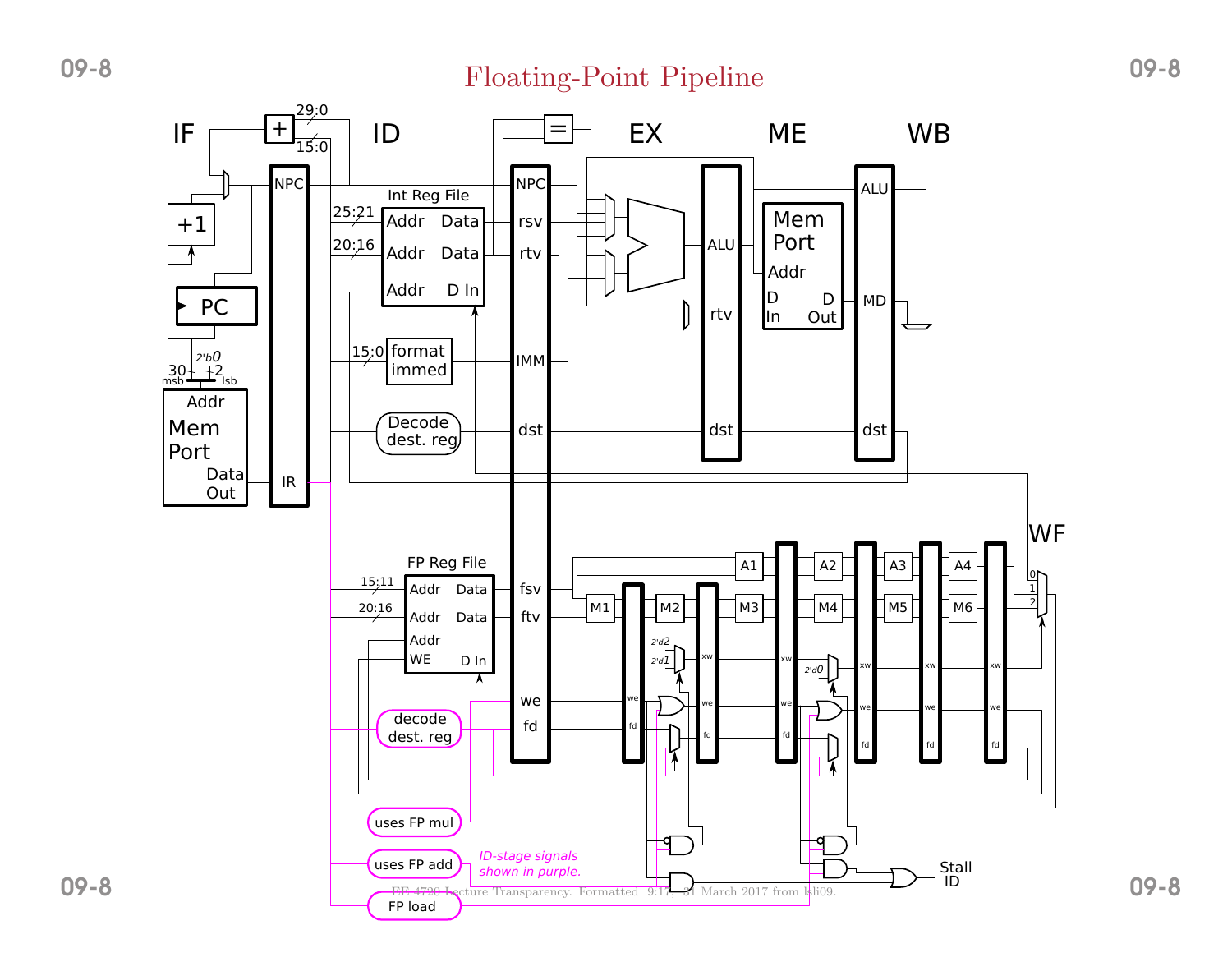# Floating-Point Pipeline

IF ID EX ME WB WF

+1 PC Addr Mem Port Data Out NPC IR 29:0 15:0 + 25:21 20:16 Int Reg File Addr Data Addr Data Addr D In 15:0 format immed Decode dest. reg = NPC rsv rtv IMM dst ALU rtv dst Mem Port Addr D In D Out ALU MD dst

FP Reg File 15:11 20:16 Addr Data Addr Data Addr WE D In decode dest. reg fsv ftv we fd M1 M2 M3 M4 M5 M6 A1 A2 A3 A4 xw we fd 2'd2 2'd1 2'd0 0 1 2

uses FP mul uses FP add FP load Stall ID

*ID-stage signals shown in purple.*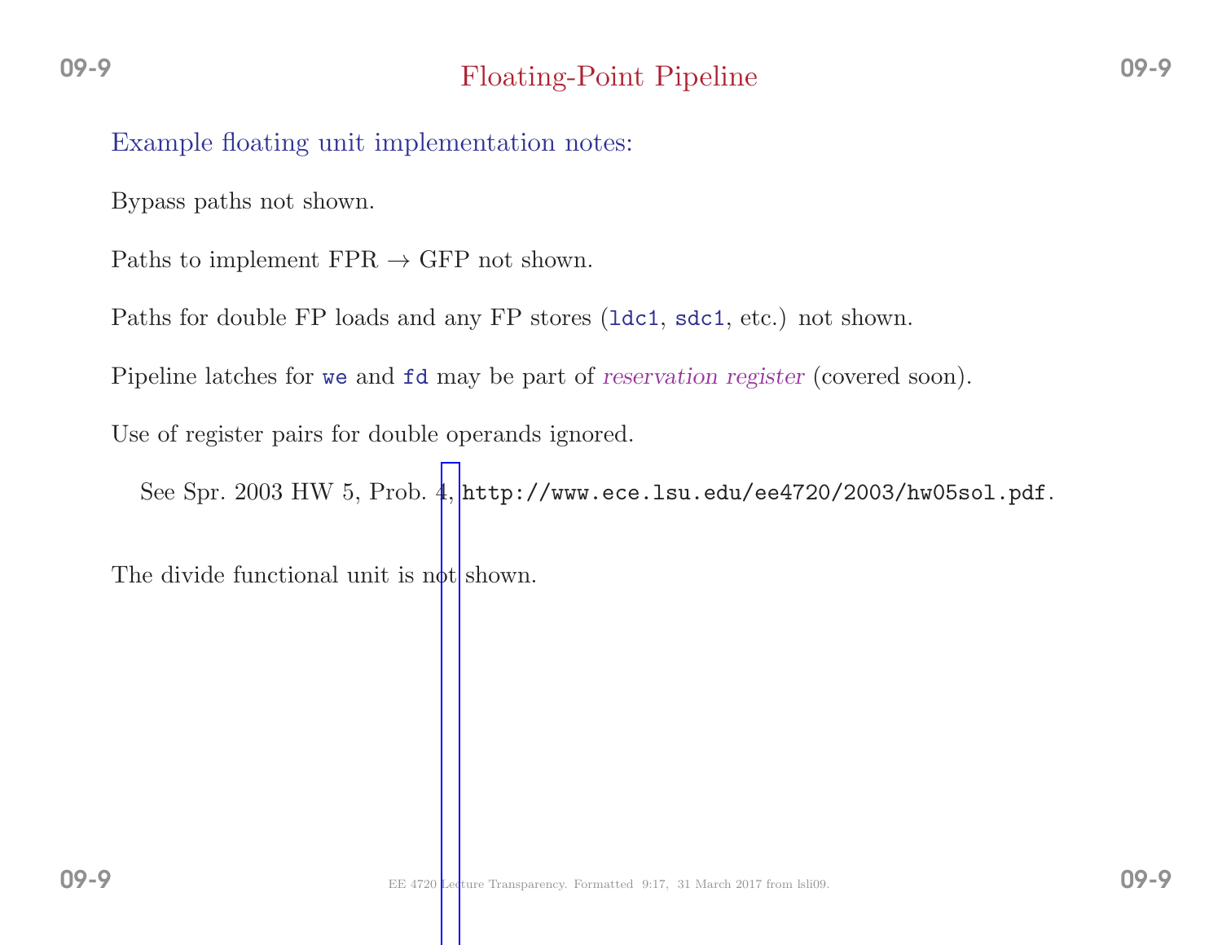# Floating-Point Pipeline

## Example floating unit implementation notes:

Bypass paths not shown.

Paths to implement FPR → GFP not shown.

Paths for double FP loads and any FP stores (`ldc1`, `sdc1`, etc.) not shown.

Pipeline latches for `we` and `fd` may be part of *reservation register* (covered soon).

Use of register pairs for double operands ignored.

See Spr. 2003 HW 5, Prob. 4, `http://www.ece.lsu.edu/ee4720/2003/hw05sol.pdf`.

The divide functional unit is not shown.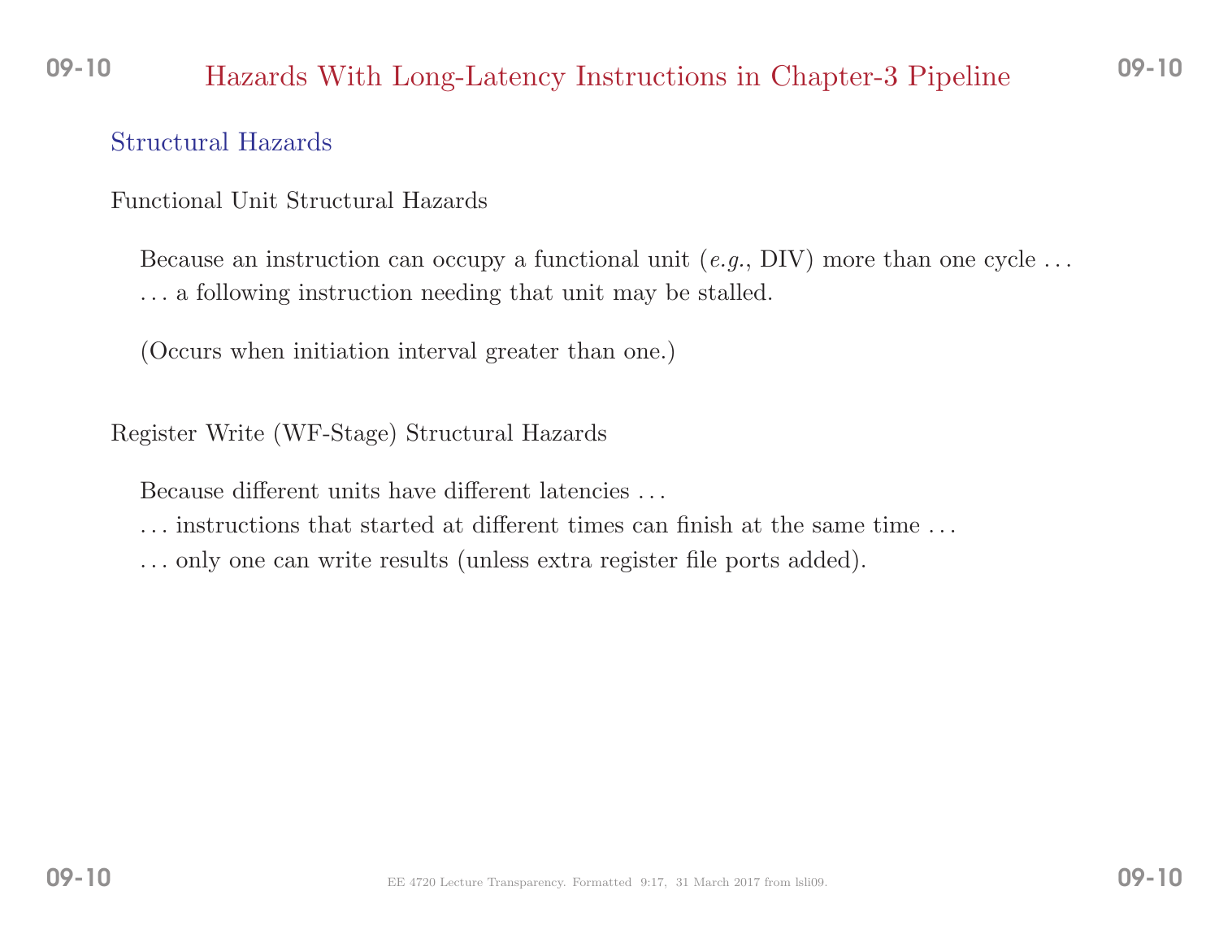# Hazards With Long-Latency Instructions in Chapter-3 Pipeline

## Structural Hazards

### Functional Unit Structural Hazards

Because an instruction can occupy a functional unit (*e.g.*, DIV) more than one cycle ...
... a following instruction needing that unit may be stalled.

(Occurs when initiation interval greater than one.)

### Register Write (WF-Stage) Structural Hazards

Because different units have different latencies ...
... instructions that started at different times can finish at the same time ...
... only one can write results (unless extra register file ports added).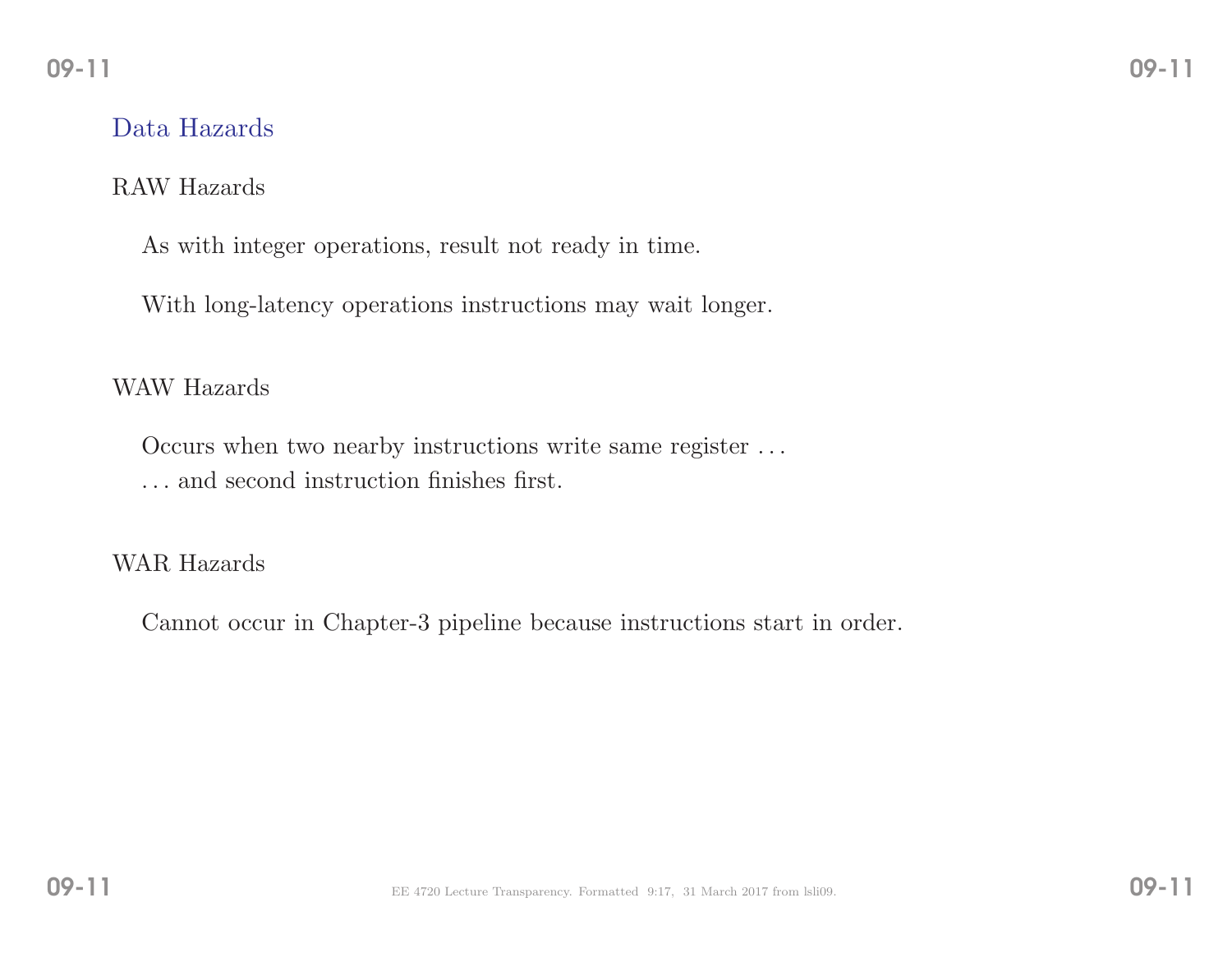## Data Hazards

### RAW Hazards

As with integer operations, result not ready in time.

With long-latency operations instructions may wait longer.

### WAW Hazards

Occurs when two nearby instructions write same register . . .
. . . and second instruction finishes first.

### WAR Hazards

Cannot occur in Chapter-3 pipeline because instructions start in order.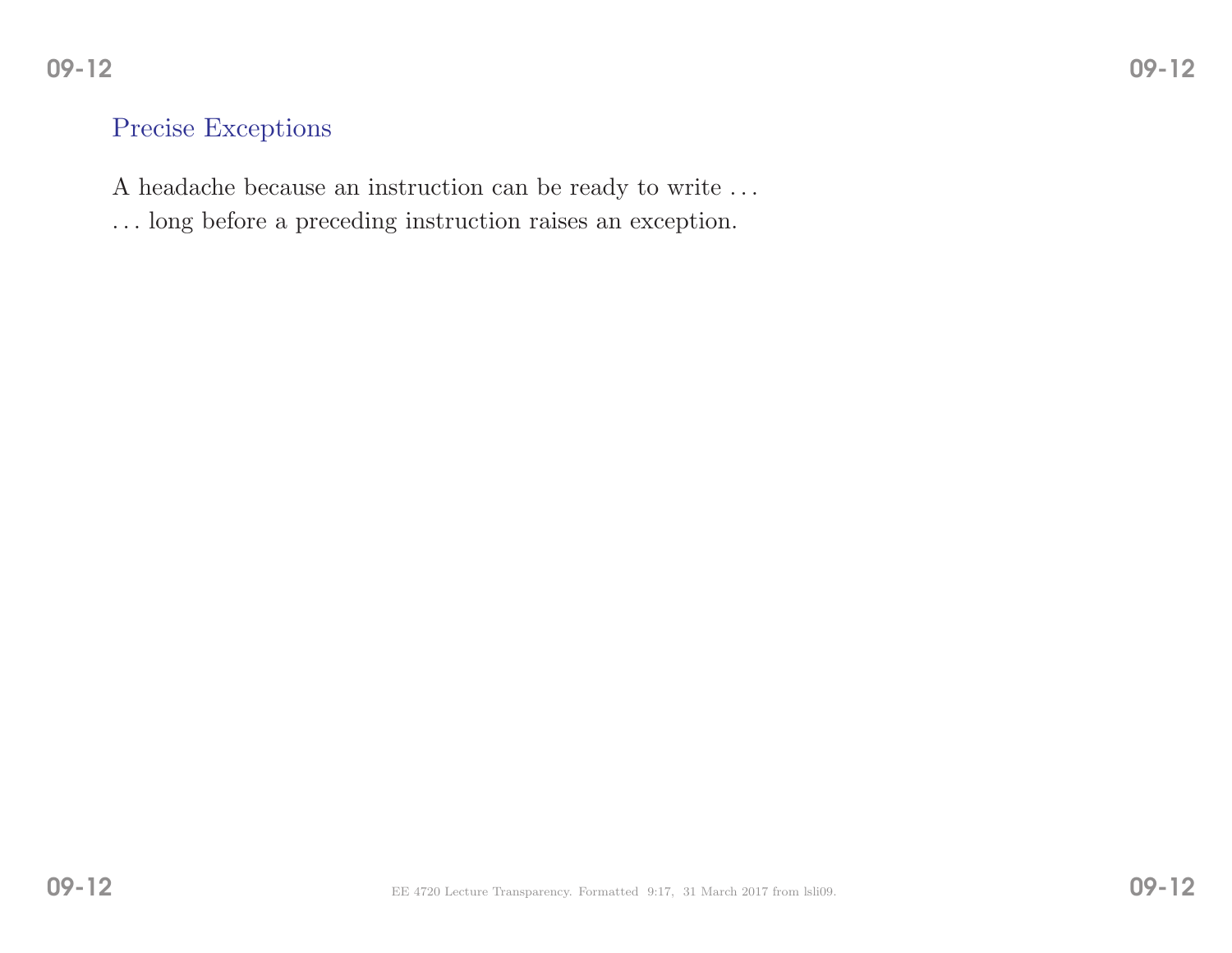## Precise Exceptions

A headache because an instruction can be ready to write ...

... long before a preceding instruction raises an exception.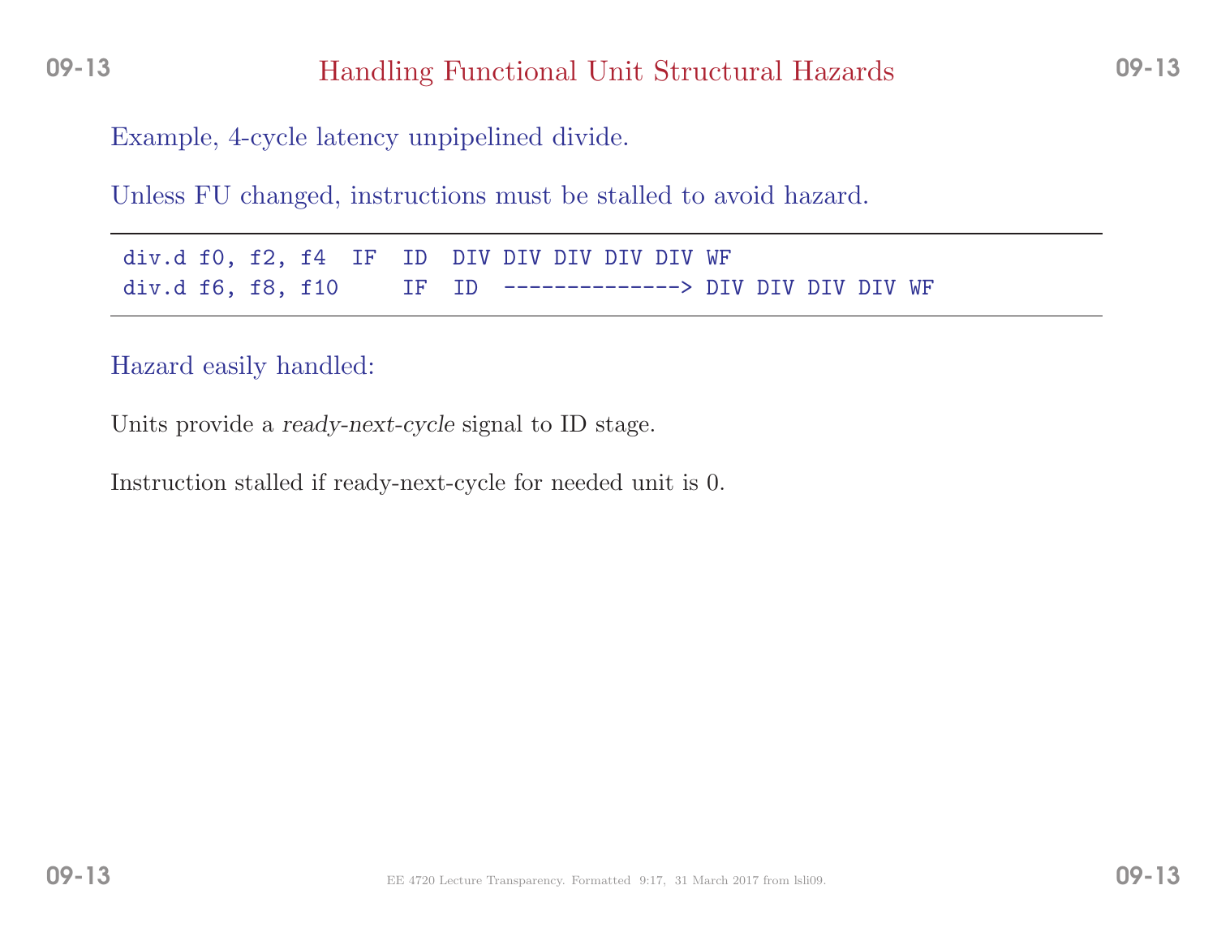# Handling Functional Unit Structural Hazards

Example, 4-cycle latency unpipelined divide.

Unless FU changed, instructions must be stalled to avoid hazard.

```
div.d f0, f2, f4  IF  ID  DIV DIV DIV DIV DIV WF
div.d f6, f8, f10     IF  ID  --------------> DIV DIV DIV DIV WF
```

Hazard easily handled:

Units provide a *ready-next-cycle* signal to ID stage.

Instruction stalled if ready-next-cycle for needed unit is 0.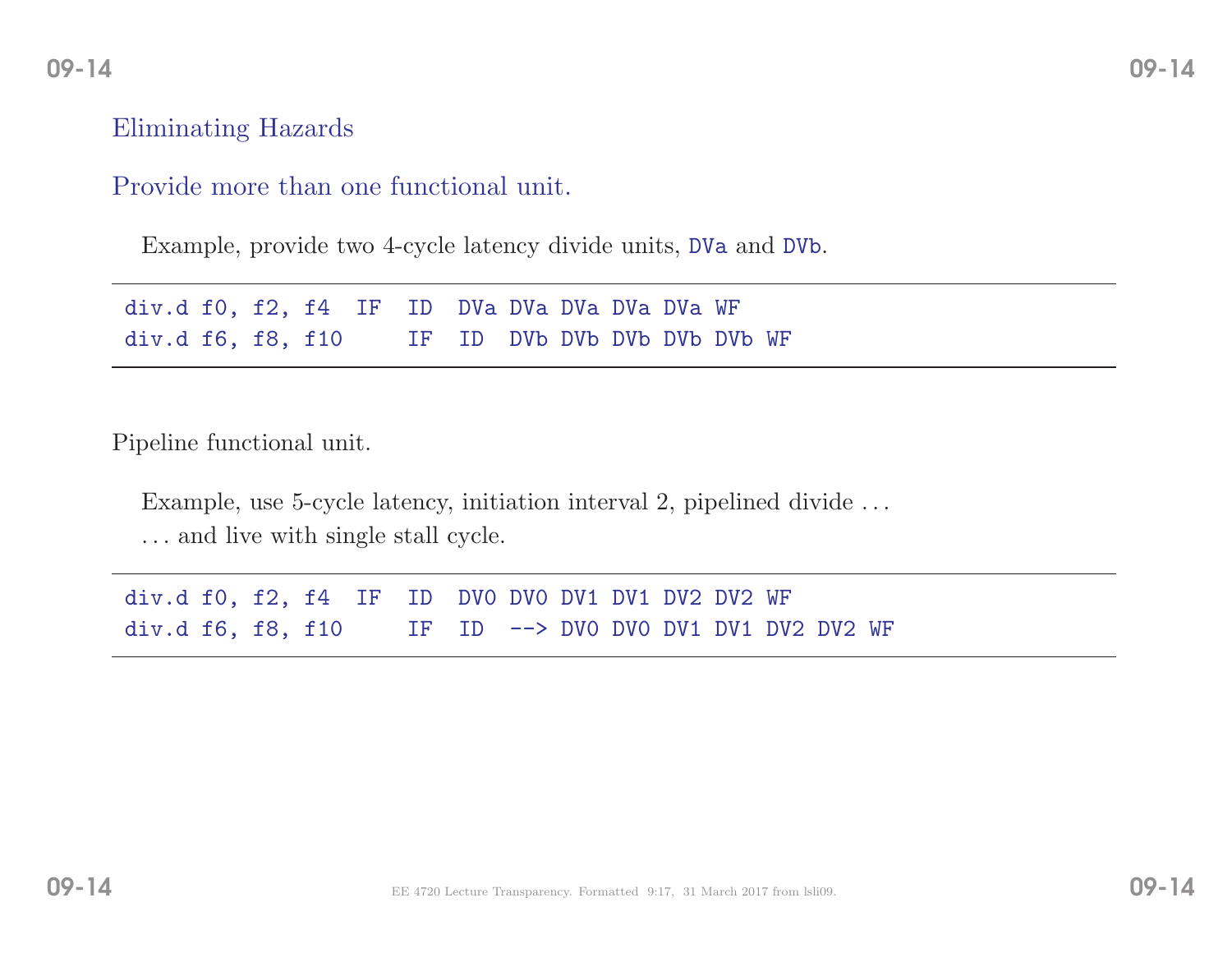## Eliminating Hazards

### Provide more than one functional unit.

Example, provide two 4-cycle latency divide units, `DVa` and `DVb`.

```
div.d f0, f2, f4  IF  ID  DVa DVa DVa DVa DVa WF
div.d f6, f8, f10     IF  ID  DVb DVb DVb DVb DVb WF
```

### Pipeline functional unit.

Example, use 5-cycle latency, initiation interval 2, pipelined divide . . .
. . . and live with single stall cycle.

```
div.d f0, f2, f4  IF  ID  DV0 DV0 DV1 DV1 DV2 DV2 WF
div.d f6, f8, f10     IF  ID  --> DV0 DV0 DV1 DV1 DV2 DV2 WF
```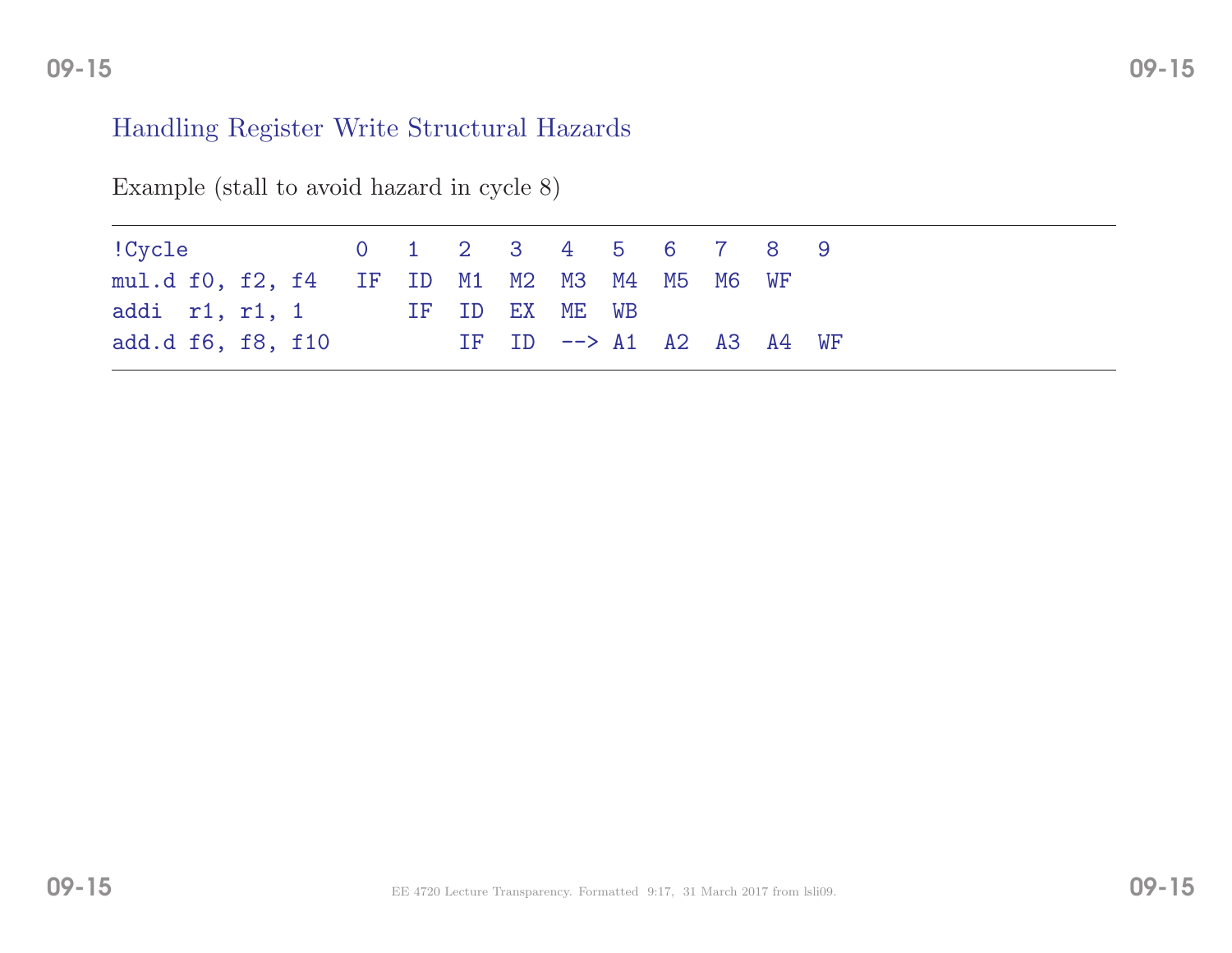## Handling Register Write Structural Hazards

Example (stall to avoid hazard in cycle 8)

```
!Cycle             0    1    2    3    4    5    6    7    8    9
mul.d f0, f2, f4   IF   ID   M1   M2   M3   M4   M5   M6   WF
addi  r1, r1, 1         IF   ID   EX   ME   WB
add.d f6, f8, f10            IF   ID   -->  A1   A2   A3   A4   WF
```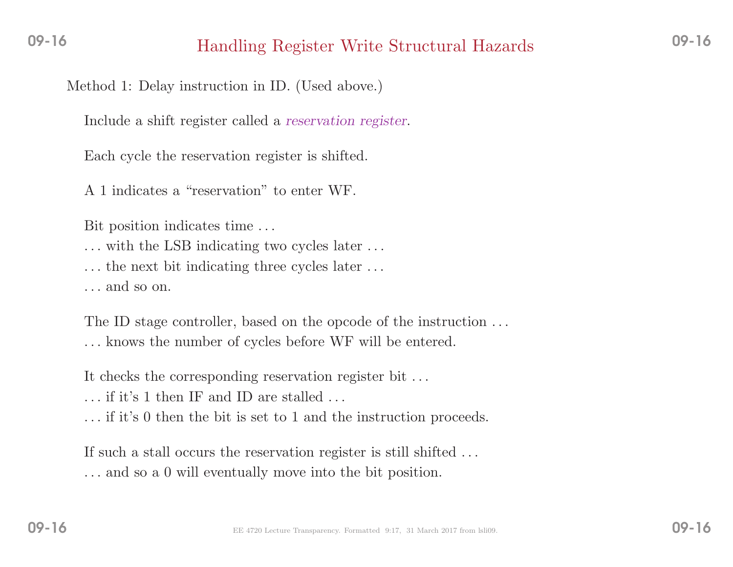# Handling Register Write Structural Hazards

Method 1: Delay instruction in ID. (Used above.)

Include a shift register called a *reservation register*.

Each cycle the reservation register is shifted.

A 1 indicates a "reservation" to enter WF.

Bit position indicates time . . .
. . . with the LSB indicating two cycles later . . .
. . . the next bit indicating three cycles later . . .
. . . and so on.

The ID stage controller, based on the opcode of the instruction . . .
. . . knows the number of cycles before WF will be entered.

It checks the corresponding reservation register bit . . .
. . . if it's 1 then IF and ID are stalled . . .
. . . if it's 0 then the bit is set to 1 and the instruction proceeds.

If such a stall occurs the reservation register is still shifted . . .
. . . and so a 0 will eventually move into the bit position.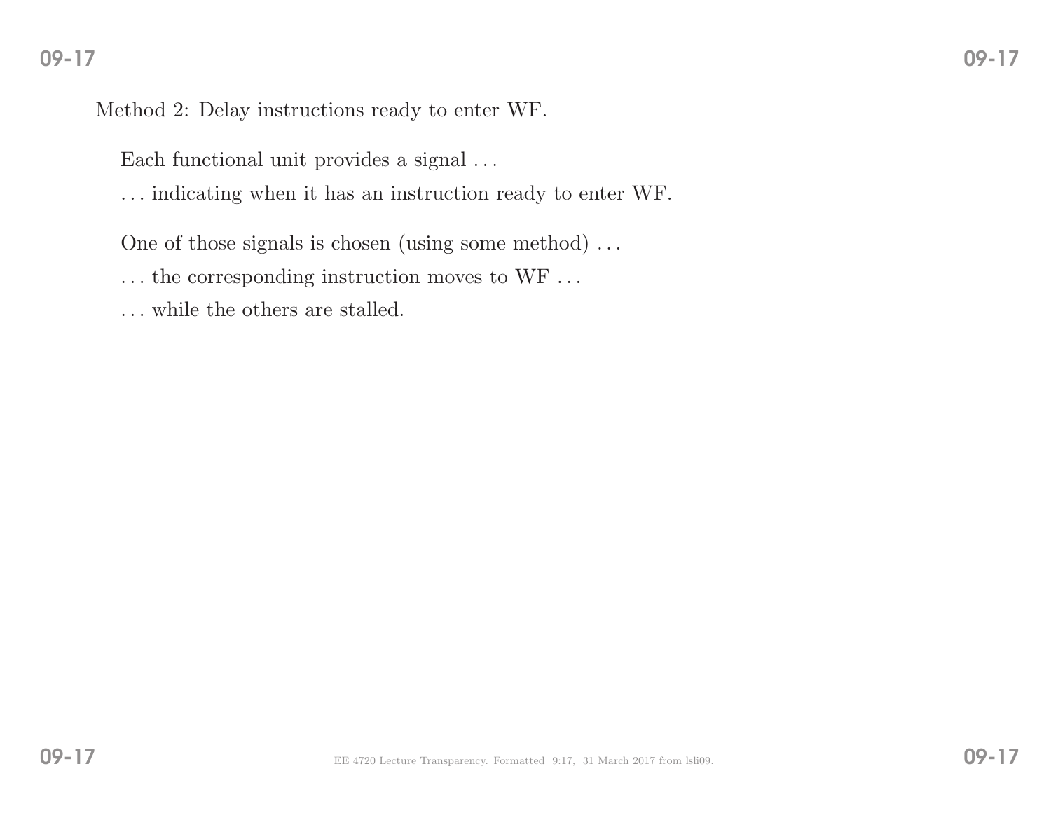Method 2: Delay instructions ready to enter WF.

Each functional unit provides a signal . . .

. . . indicating when it has an instruction ready to enter WF.

One of those signals is chosen (using some method) . . .

. . . the corresponding instruction moves to WF . . .

. . . while the others are stalled.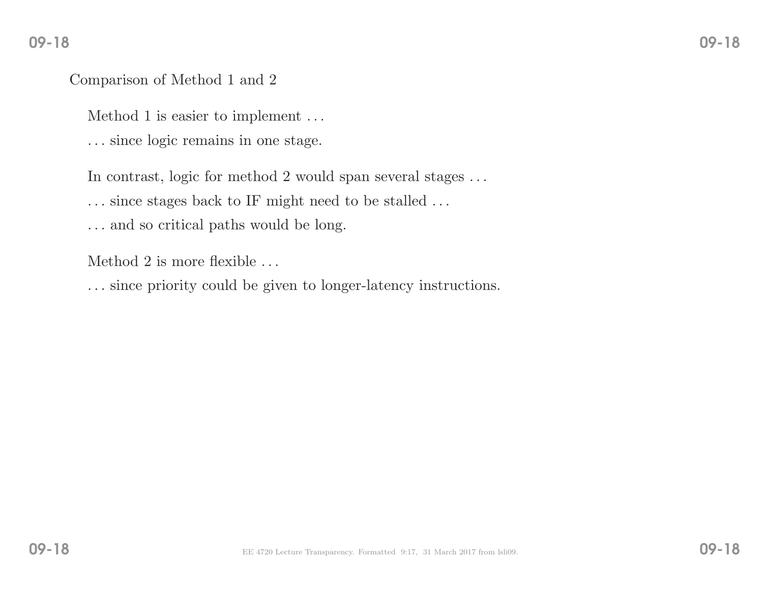Comparison of Method 1 and 2

Method 1 is easier to implement . . .

. . . since logic remains in one stage.

In contrast, logic for method 2 would span several stages . . .

. . . since stages back to IF might need to be stalled . . .

. . . and so critical paths would be long.

Method 2 is more flexible . . .

. . . since priority could be given to longer-latency instructions.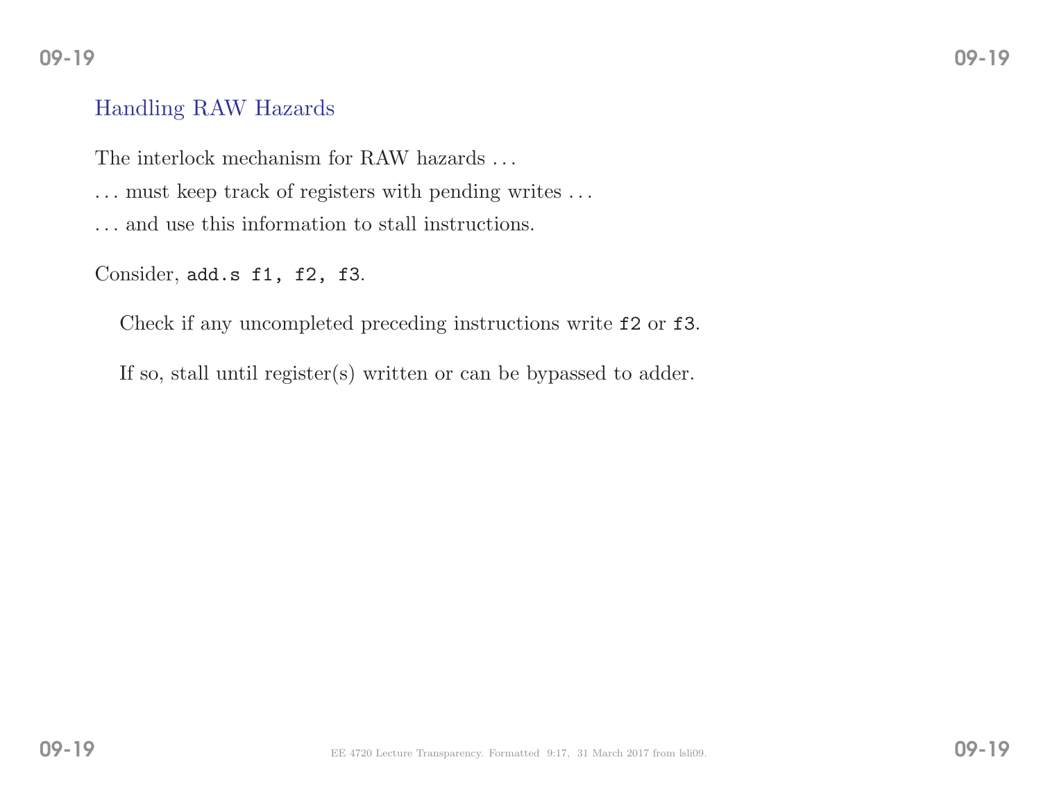## Handling RAW Hazards

The interlock mechanism for RAW hazards . . .

. . . must keep track of registers with pending writes . . .

. . . and use this information to stall instructions.

Consider, `add.s f1, f2, f3`.

Check if any uncompleted preceding instructions write `f2` or `f3`.

If so, stall until register(s) written or can be bypassed to adder.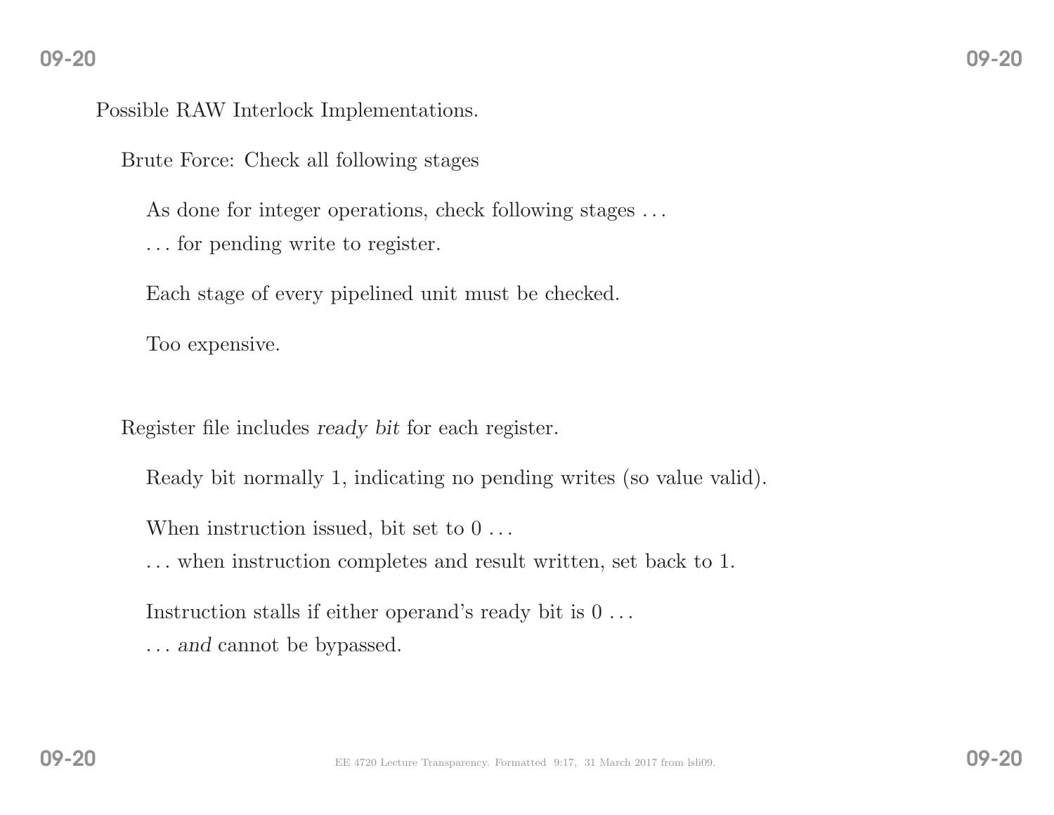Possible RAW Interlock Implementations.

Brute Force: Check all following stages

As done for integer operations, check following stages . . .
. . . for pending write to register.

Each stage of every pipelined unit must be checked.

Too expensive.

Register file includes *ready bit* for each register.

Ready bit normally 1, indicating no pending writes (so value valid).

When instruction issued, bit set to 0 . . .
. . . when instruction completes and result written, set back to 1.

Instruction stalls if either operand's ready bit is 0 . . .
. . . *and* cannot be bypassed.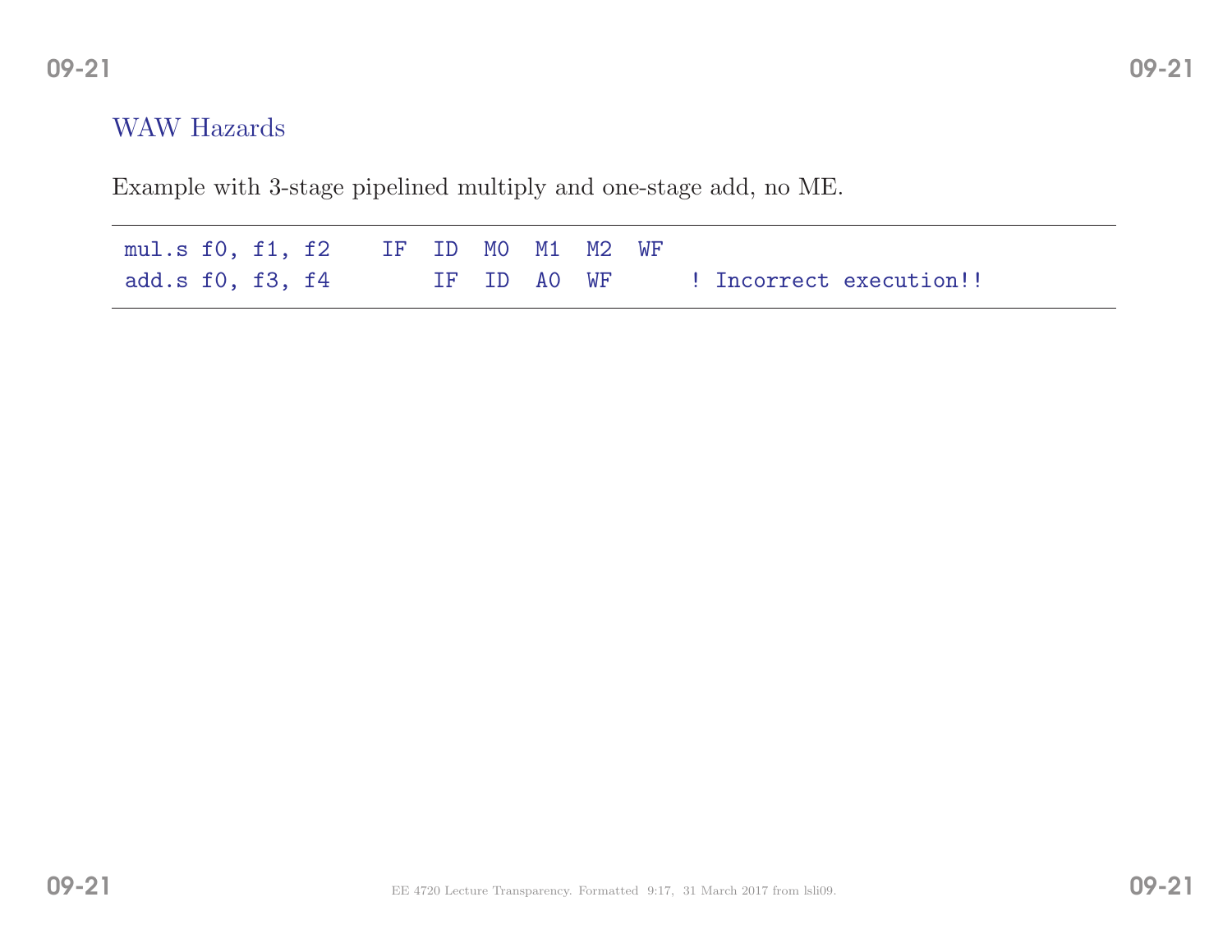## WAW Hazards

Example with 3-stage pipelined multiply and one-stage add, no ME.

```
mul.s f0, f1, f2    IF  ID  M0  M1  M2  WF
add.s f0, f3, f4        IF  ID  A0  WF      ! Incorrect execution!!
```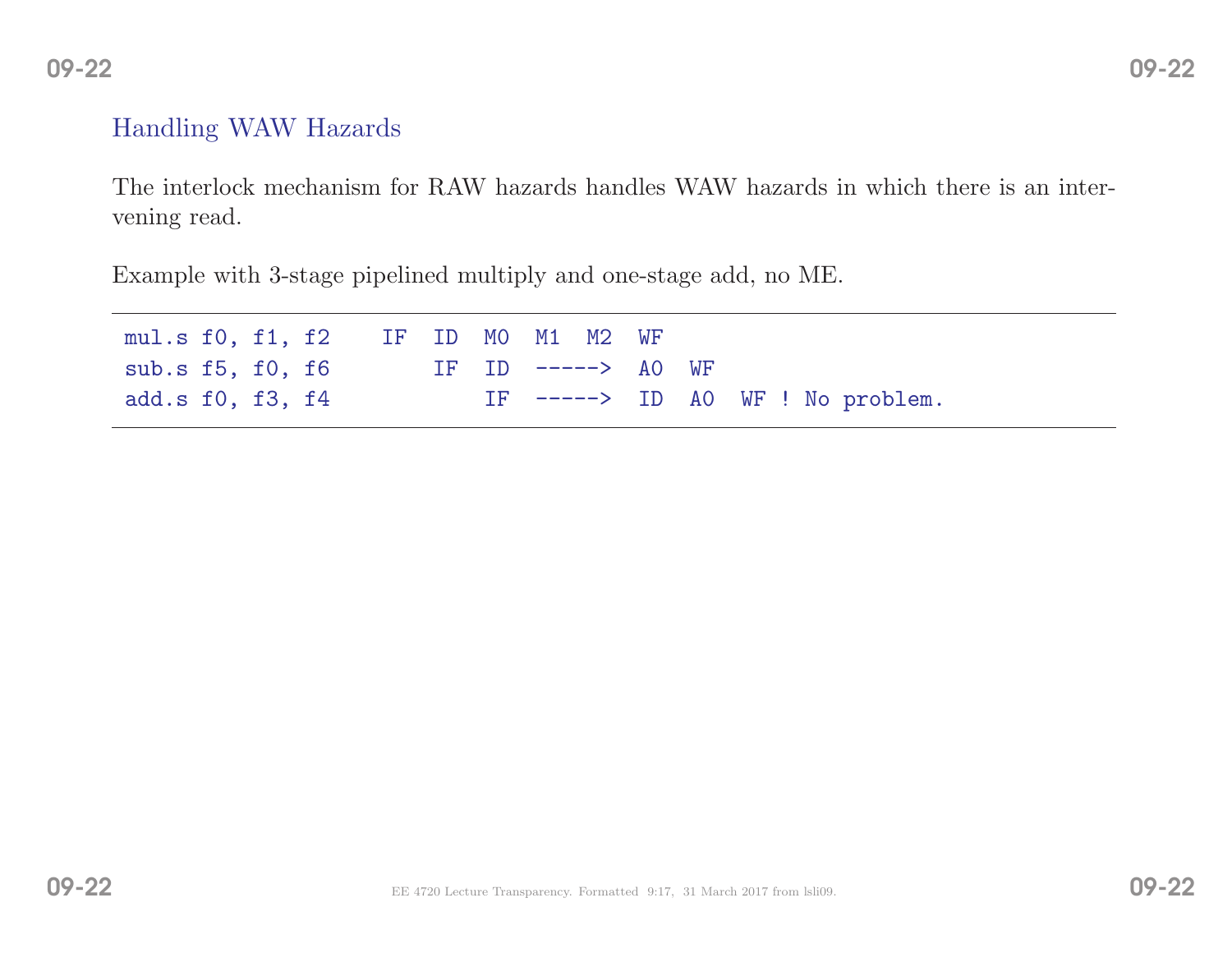## Handling WAW Hazards

The interlock mechanism for RAW hazards handles WAW hazards in which there is an intervening read.

Example with 3-stage pipelined multiply and one-stage add, no ME.

```
mul.s f0, f1, f2    IF  ID  M0  M1  M2  WF
sub.s f5, f0, f6        IF  ID  ----->  A0  WF
add.s f0, f3, f4            IF  ----->  ID  A0  WF ! No problem.
```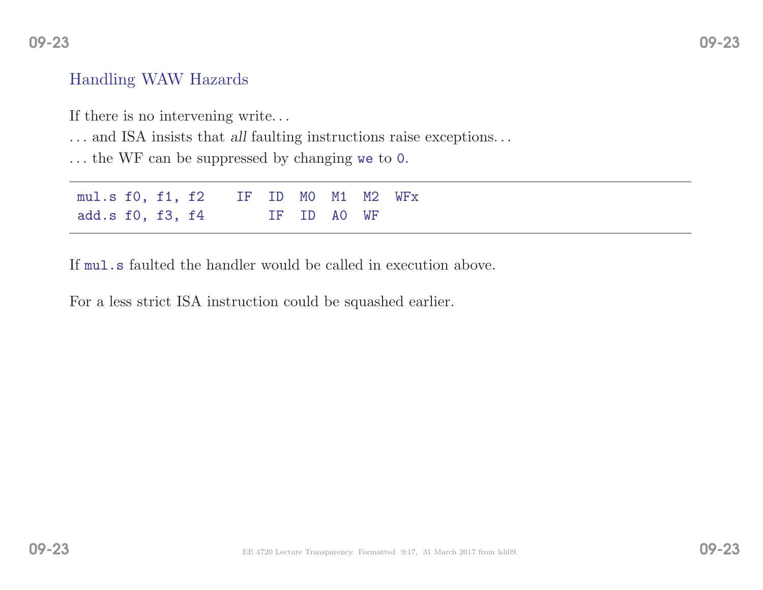## Handling WAW Hazards

If there is no intervening write. . .

. . . and ISA insists that *all* faulting instructions raise exceptions. . .

. . . the WF can be suppressed by changing `we` to `0`.

```
mul.s f0, f1, f2    IF  ID  M0  M1  M2  WFx
add.s f0, f3, f4        IF  ID  A0  WF
```

If `mul.s` faulted the handler would be called in execution above.

For a less strict ISA instruction could be squashed earlier.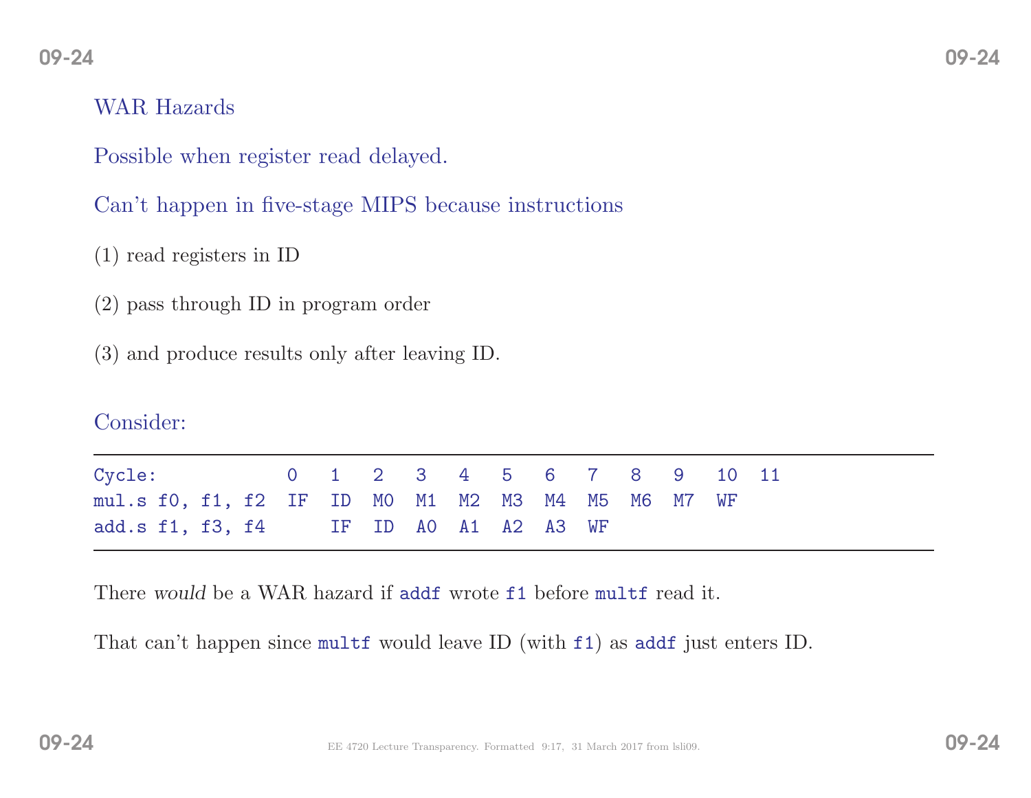## WAR Hazards

Possible when register read delayed.

Can't happen in five-stage MIPS because instructions

(1) read registers in ID

(2) pass through ID in program order

(3) and produce results only after leaving ID.

Consider:

```
Cycle:           0   1   2   3   4   5   6   7   8   9   10  11
mul.s f0, f1, f2 IF  ID  M0  M1  M2  M3  M4  M5  M6  M7  WF
add.s f1, f3, f4     IF  ID  A0  A1  A2  A3  WF
```

There *would* be a WAR hazard if `addf` wrote `f1` before `multf` read it.

That can't happen since `multf` would leave ID (with `f1`) as `addf` just enters ID.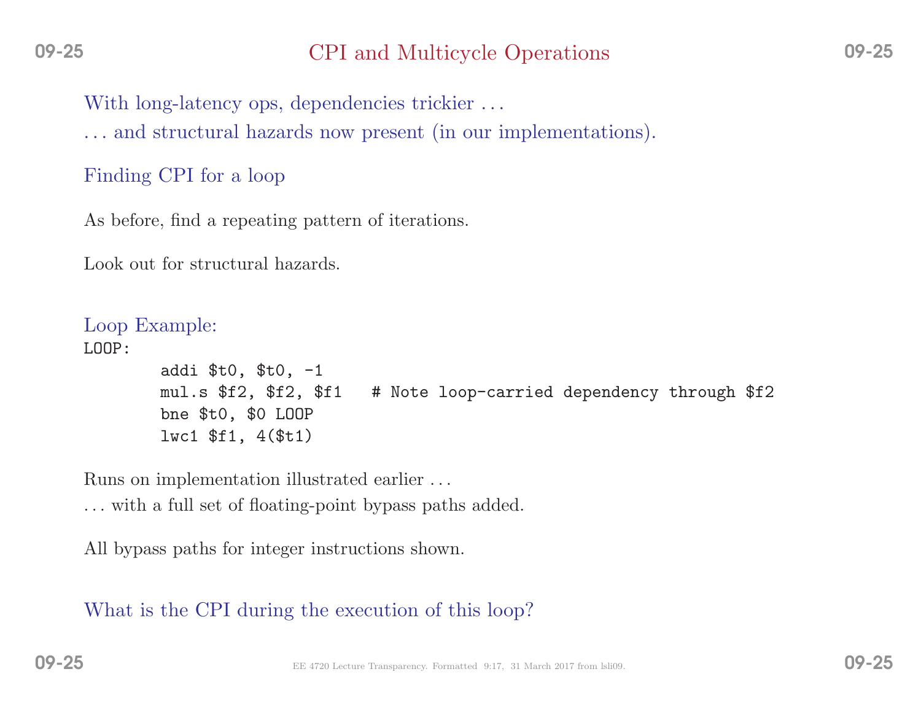# CPI and Multicycle Operations

With long-latency ops, dependencies trickier . . .

. . . and structural hazards now present (in our implementations).

## Finding CPI for a loop

As before, find a repeating pattern of iterations.

Look out for structural hazards.

## Loop Example:

```
LOOP:
        addi $t0, $t0, -1
        mul.s $f2, $f2, $f1   # Note loop-carried dependency through $f2
        bne $t0, $0 LOOP
        lwc1 $f1, 4($t1)
```

Runs on implementation illustrated earlier . . .

. . . with a full set of floating-point bypass paths added.

All bypass paths for integer instructions shown.

## What is the CPI during the execution of this loop?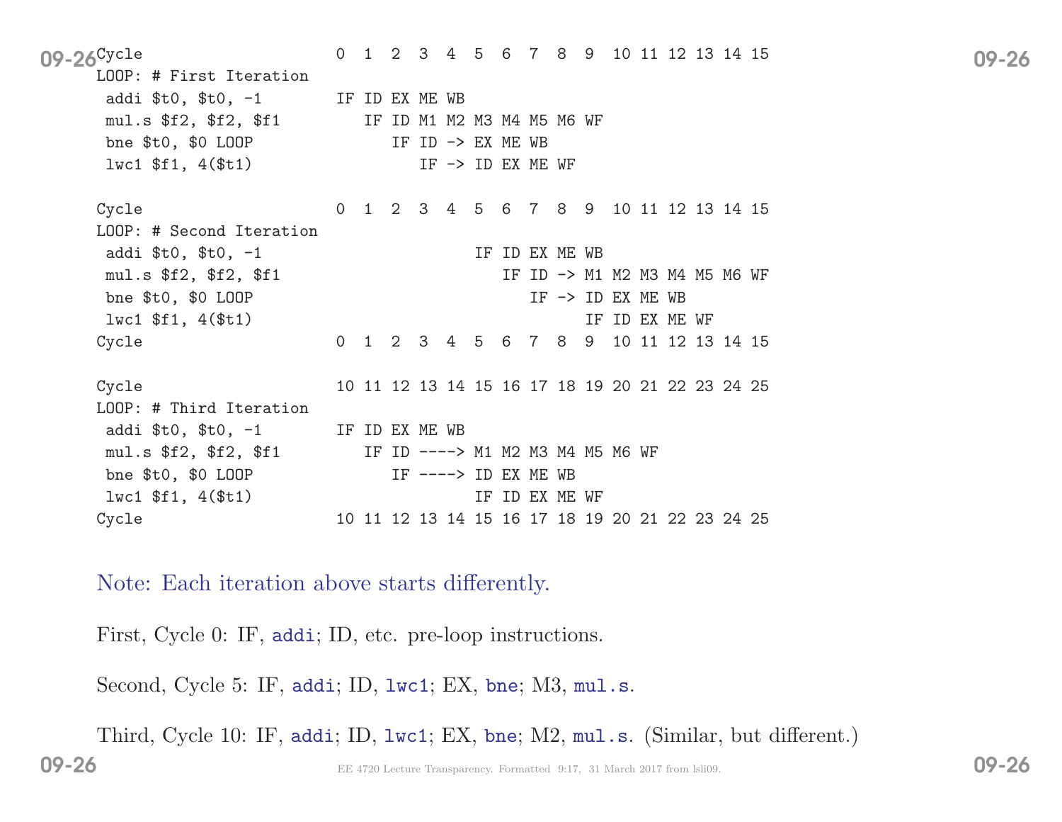```
Cycle                    0  1  2  3  4  5  6  7  8  9  10 11 12 13 14 15
LOOP: # First Iteration
 addi $t0, $t0, -1       IF ID EX ME WB
 mul.s $f2, $f2, $f1        IF ID M1 M2 M3 M4 M5 M6 WF
 bne $t0, $0 LOOP              IF ID -> EX ME WB
 lwc1 $f1, 4($t1)                 IF -> ID EX ME WF

Cycle                    0  1  2  3  4  5  6  7  8  9  10 11 12 13 14 15
LOOP: # Second Iteration
 addi $t0, $t0, -1                      IF ID EX ME WB
 mul.s $f2, $f2, $f1                       IF ID -> M1 M2 M3 M4 M5 M6 WF
 bne $t0, $0 LOOP                             IF -> ID EX ME WB
 lwc1 $f1, 4($t1)                                   IF ID EX ME WF
Cycle                    0  1  2  3  4  5  6  7  8  9  10 11 12 13 14 15

Cycle                    10 11 12 13 14 15 16 17 18 19 20 21 22 23 24 25
LOOP: # Third Iteration
 addi $t0, $t0, -1       IF ID EX ME WB
 mul.s $f2, $f2, $f1        IF ID ----> M1 M2 M3 M4 M5 M6 WF
 bne $t0, $0 LOOP              IF ----> ID EX ME WB
 lwc1 $f1, 4($t1)                       IF ID EX ME WF
Cycle                    10 11 12 13 14 15 16 17 18 19 20 21 22 23 24 25
```

Note: Each iteration above starts differently.

First, Cycle 0: IF, `addi`; ID, etc. pre-loop instructions.

Second, Cycle 5: IF, `addi`; ID, `lwc1`; EX, `bne`; M3, `mul.s`.

Third, Cycle 10: IF, `addi`; ID, `lwc1`; EX, `bne`; M2, `mul.s`. (Similar, but different.)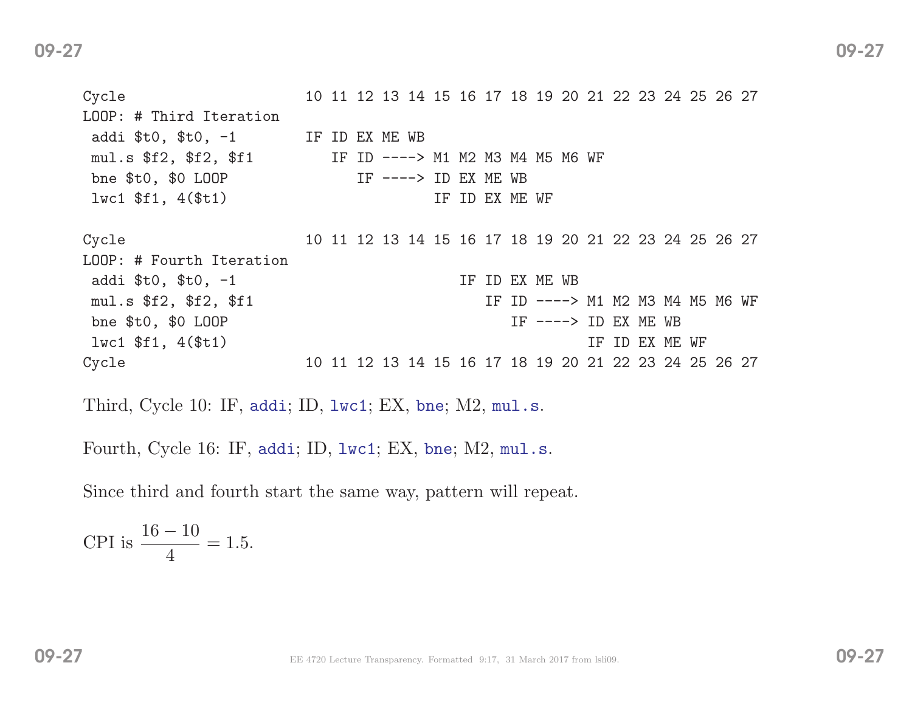```
Cycle                     10 11 12 13 14 15 16 17 18 19 20 21 22 23 24 25 26 27
LOOP: # Third Iteration
 addi $t0, $t0, -1        IF ID EX ME WB
 mul.s $f2, $f2, $f1         IF ID ----> M1 M2 M3 M4 M5 M6 WF
 bne $t0, $0 LOOP               IF ----> ID EX ME WB
 lwc1 $f1, 4($t1)                        IF ID EX ME WF

Cycle                     10 11 12 13 14 15 16 17 18 19 20 21 22 23 24 25 26 27
LOOP: # Fourth Iteration
 addi $t0, $t0, -1                          IF ID EX ME WB
 mul.s $f2, $f2, $f1                           IF ID ----> M1 M2 M3 M4 M5 M6 WF
 bne $t0, $0 LOOP                                 IF ----> ID EX ME WB
 lwc1 $f1, 4($t1)                                          IF ID EX ME WF
Cycle                     10 11 12 13 14 15 16 17 18 19 20 21 22 23 24 25 26 27
```

Third, Cycle 10: IF, `addi`; ID, `lwc1`; EX, `bne`; M2, `mul.s`.

Fourth, Cycle 16: IF, `addi`; ID, `lwc1`; EX, `bne`; M2, `mul.s`.

Since third and fourth start the same way, pattern will repeat.

CPI is $\frac{16-10}{4} = 1.5$.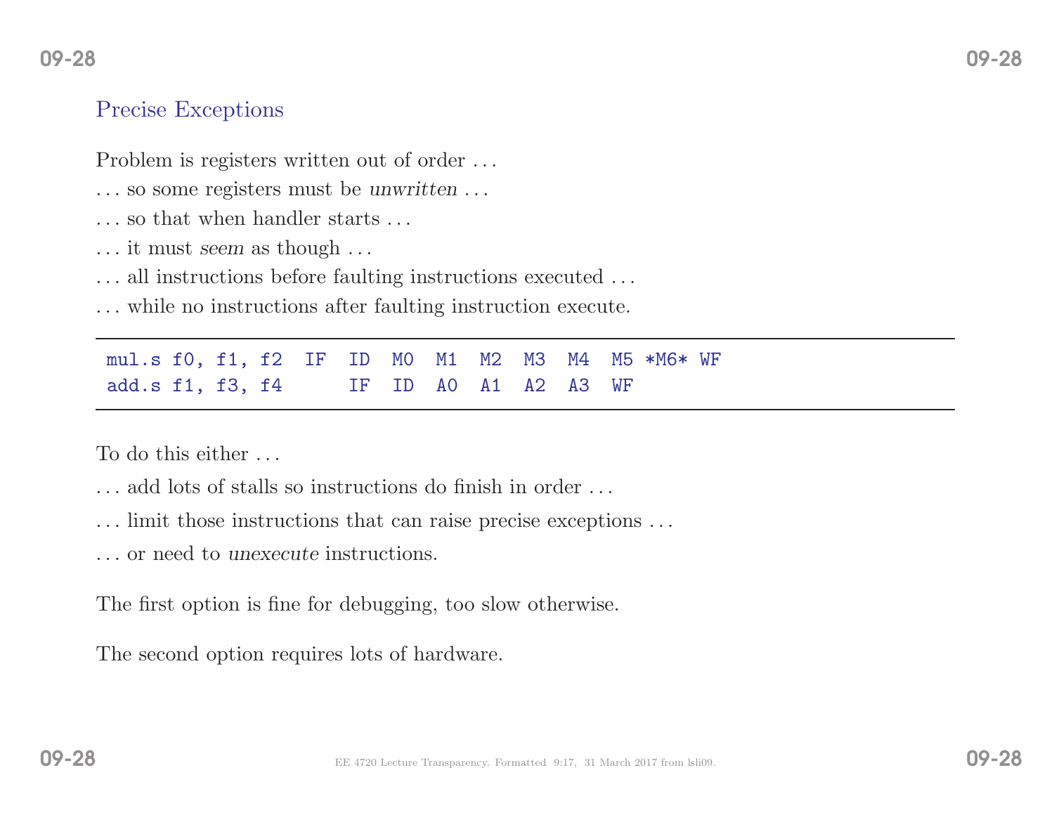## Precise Exceptions

Problem is registers written out of order . . .

. . . so some registers must be *unwritten* . . .

. . . so that when handler starts . . .

. . . it must *seem* as though . . .

. . . all instructions before faulting instructions executed . . .

. . . while no instructions after faulting instruction execute.

```
mul.s f0, f1, f2  IF  ID  M0  M1  M2  M3  M4  M5 *M6* WF
add.s f1, f3, f4      IF  ID  A0  A1  A2  A3  WF
```

To do this either . . .

. . . add lots of stalls so instructions do finish in order . . .

. . . limit those instructions that can raise precise exceptions . . .

. . . or need to *unexecute* instructions.

The first option is fine for debugging, too slow otherwise.

The second option requires lots of hardware.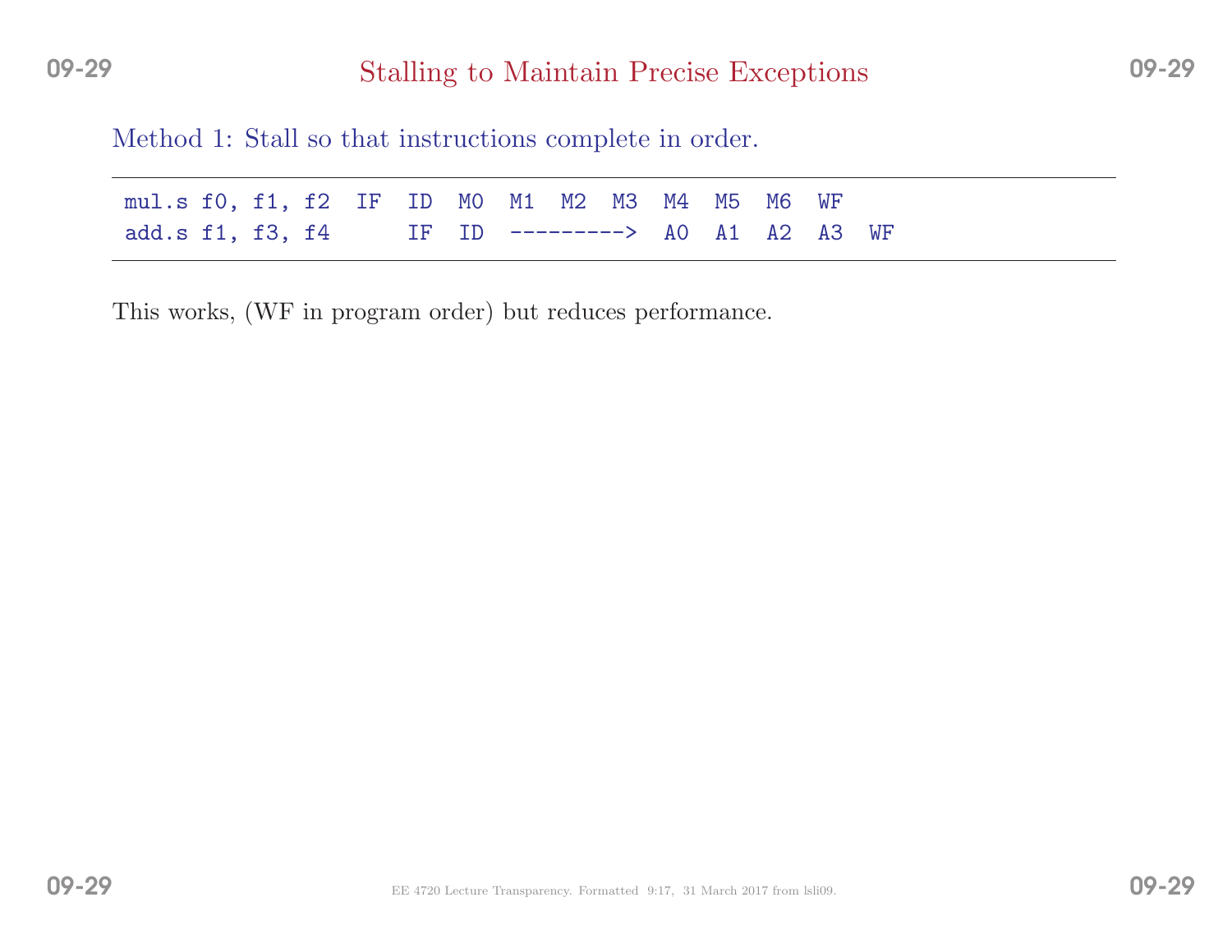# Stalling to Maintain Precise Exceptions

Method 1: Stall so that instructions complete in order.

```
mul.s f0, f1, f2  IF  ID  M0  M1  M2  M3  M4  M5  M6  WF
add.s f1, f3, f4      IF  ID  --------->  A0  A1  A2  A3  WF
```

This works, (WF in program order) but reduces performance.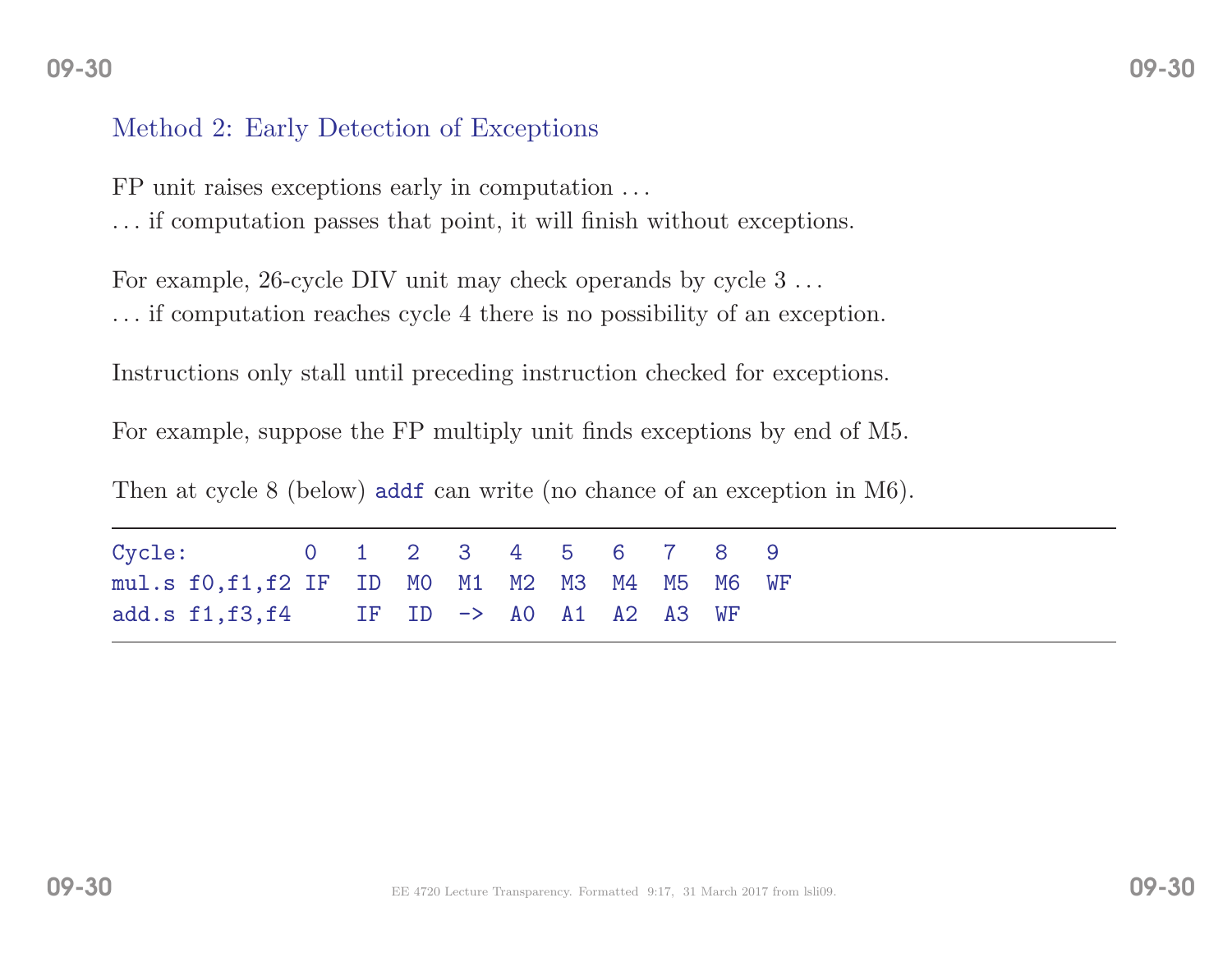## Method 2: Early Detection of Exceptions

FP unit raises exceptions early in computation . . .

. . . if computation passes that point, it will finish without exceptions.

For example, 26-cycle DIV unit may check operands by cycle 3 . . .

. . . if computation reaches cycle 4 there is no possibility of an exception.

Instructions only stall until preceding instruction checked for exceptions.

For example, suppose the FP multiply unit finds exceptions by end of M5.

Then at cycle 8 (below) `addf` can write (no chance of an exception in M6).

```
Cycle:         0  1  2  3  4  5  6  7  8  9
mul.s f0,f1,f2 IF ID M0 M1 M2 M3 M4 M5 M6 WF
add.s f1,f3,f4    IF ID -> A0 A1 A2 A3 WF
```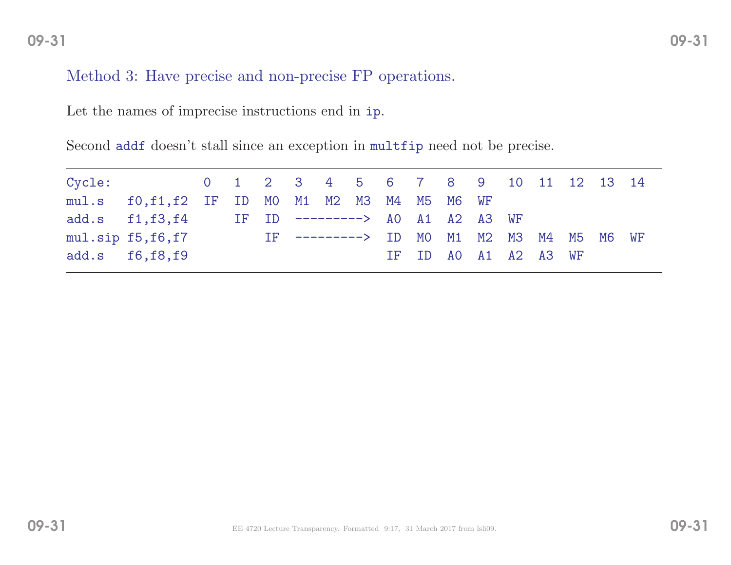Method 3: Have precise and non-precise FP operations.

Let the names of imprecise instructions end in `ip`.

Second `addf` doesn't stall since an exception in `multfip` need not be precise.

```
Cycle:             0   1   2   3   4   5   6   7   8   9   10  11  12  13  14
mul.s   f0,f1,f2   IF  ID  M0  M1  M2  M3  M4  M5  M6  WF
add.s   f1,f3,f4       IF  ID  --------->  A0  A1  A2  A3  WF
mul.sip f5,f6,f7           IF  --------->  ID  M0  M1  M2  M3  M4  M5  M6  WF
add.s   f6,f8,f9                           IF  ID  A0  A1  A2  A3  WF
```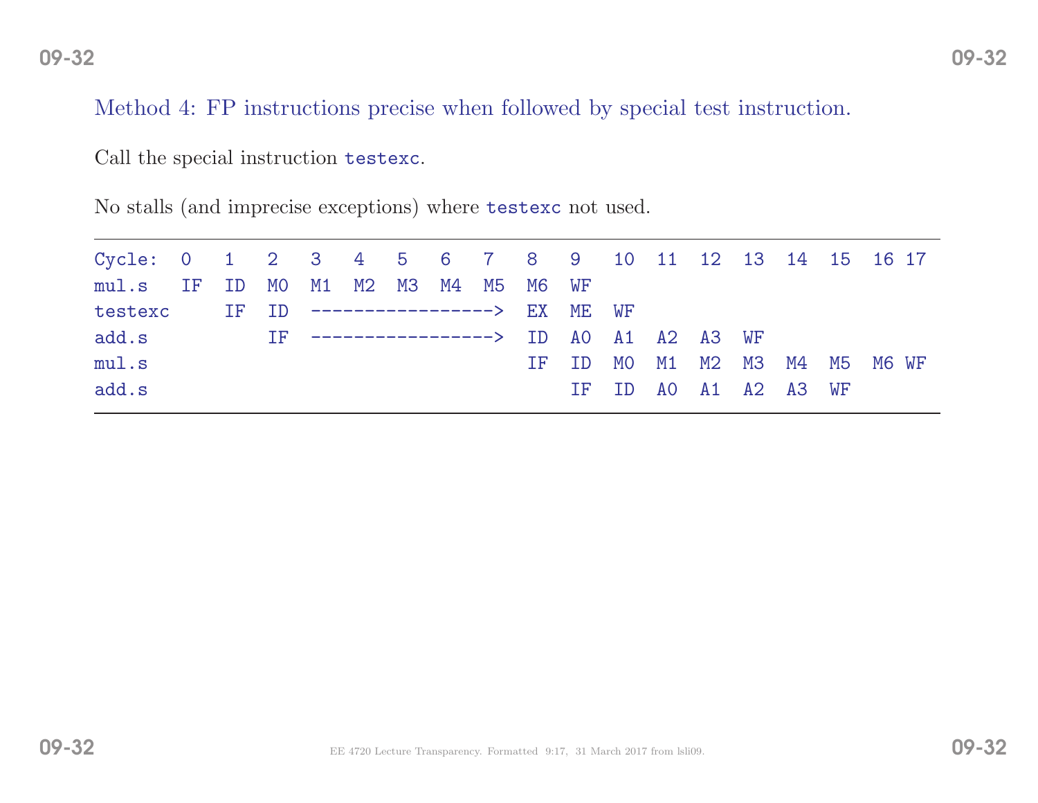Method 4: FP instructions precise when followed by special test instruction.

Call the special instruction `testexc`.

No stalls (and imprecise exceptions) where `testexc` not used.

```
Cycle:  0    1    2    3    4    5    6    7    8    9    10   11   12   13   14   15   16 17
mul.s   IF   ID   M0   M1   M2   M3   M4   M5   M6   WF
testexc      IF   ID   ----------------->  EX   ME   WF
add.s             IF   ----------------->  ID   A0   A1   A2   A3   WF
mul.s                                      IF   ID   M0   M1   M2   M3   M4   M5   M6 WF
add.s                                           IF   ID   A0   A1   A2   A3   WF
```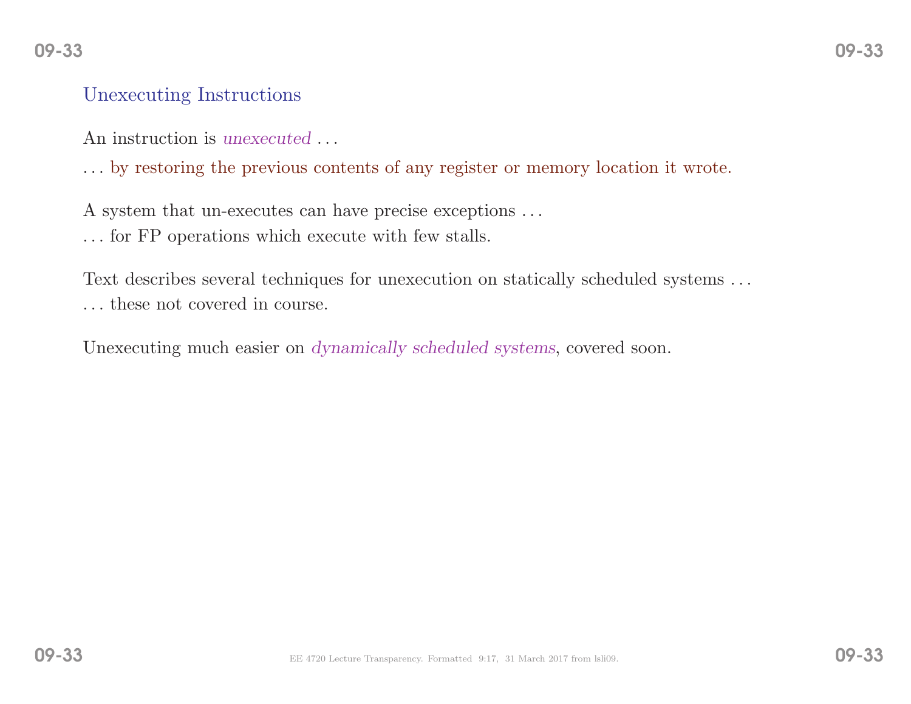## Unexecuting Instructions

An instruction is *unexecuted* . . .

. . . by restoring the previous contents of any register or memory location it wrote.

A system that un-executes can have precise exceptions . . .

. . . for FP operations which execute with few stalls.

Text describes several techniques for unexecution on statically scheduled systems . . .

. . . these not covered in course.

Unexecuting much easier on *dynamically scheduled systems*, covered soon.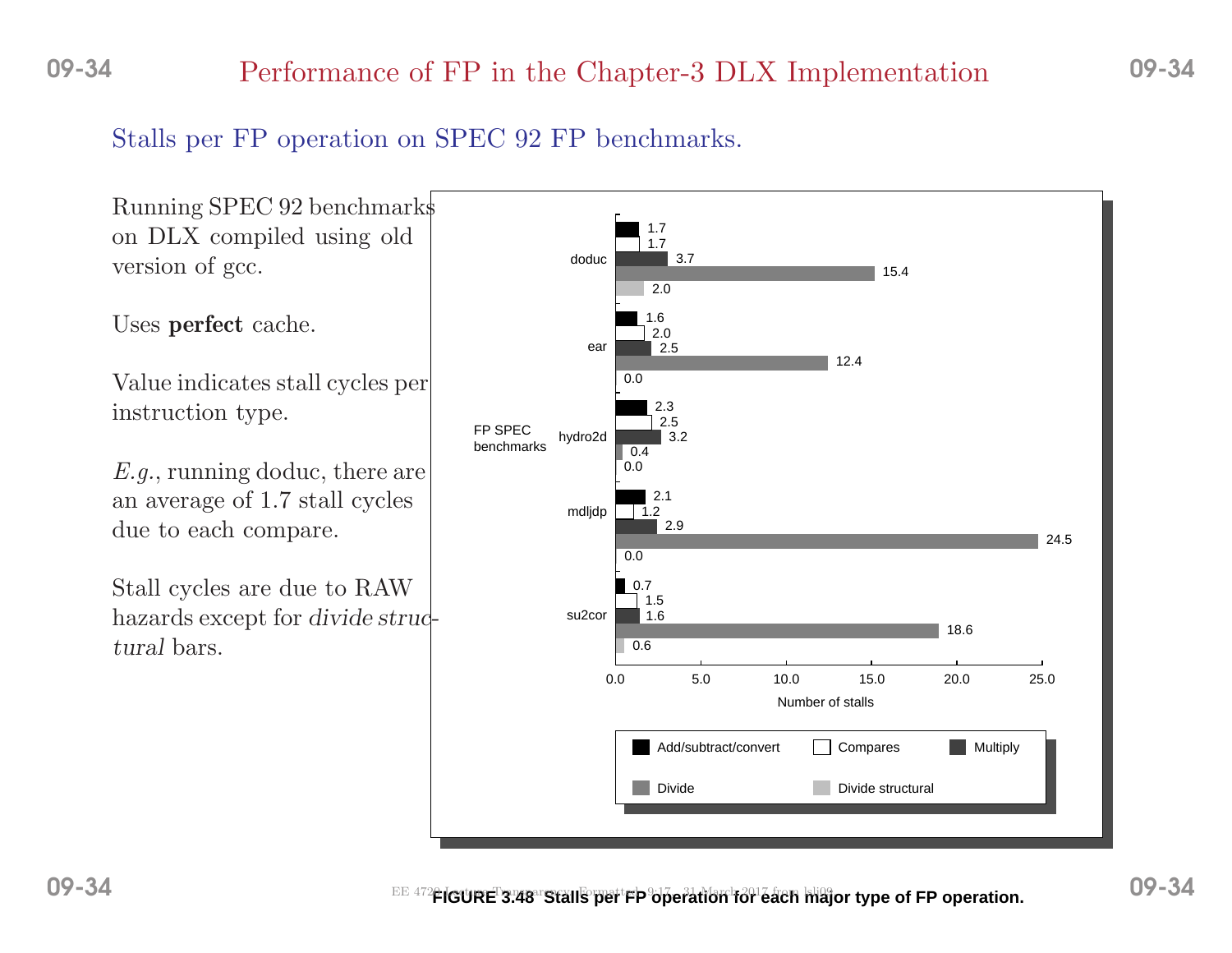# Performance of FP in the Chapter-3 DLX Implementation

## Stalls per FP operation on SPEC 92 FP benchmarks.

Running SPEC 92 benchmarks on DLX compiled using old version of gcc.

Uses **perfect** cache.

Value indicates stall cycles per instruction type.

*E.g.*, running doduc, there are an average of 1.7 stall cycles due to each compare.

Stall cycles are due to RAW hazards except for *divide structural* bars.

| FP SPEC benchmarks | Add/subtract/convert | Compares | Multiply | Divide | Divide structural |
|---|---|---|---|---|---|
| doduc | 1.7 | 1.7 | 3.7 | 15.4 | 2.0 |
| ear | 1.6 | 2.0 | 2.5 | 12.4 | 0.0 |
| hydro2d | 2.3 | 2.5 | 3.2 | 0.4 | 0.0 |
| mdljdp | 2.1 | 1.2 | 2.9 | 24.5 | 0.0 |
| su2cor | 0.7 | 1.5 | 1.6 | 18.6 | 0.6 |

Number of stalls

**FIGURE 3.48 Stalls per FP operation for each major type of FP operation.**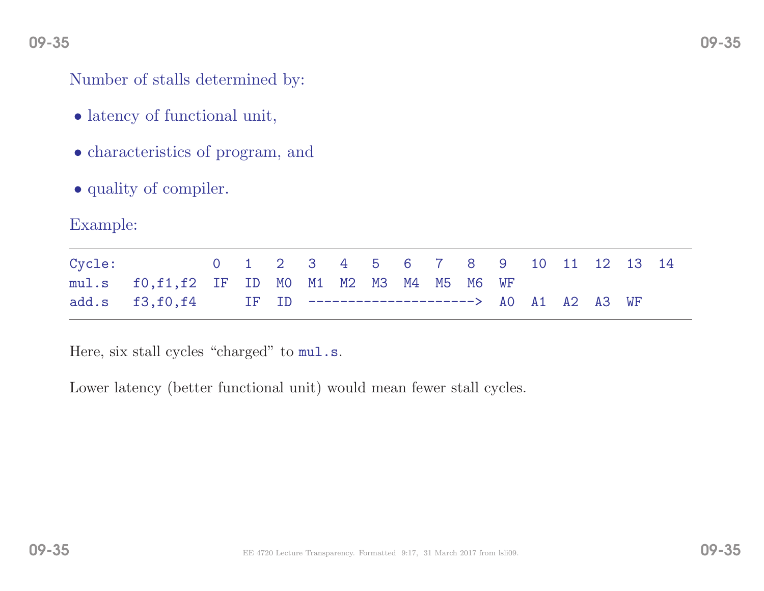Number of stalls determined by:

- latency of functional unit,
- characteristics of program, and
- quality of compiler.

Example:

```
Cycle:            0    1    2    3    4    5    6    7    8    9    10   11   12   13   14
mul.s   f0,f1,f2  IF   ID   M0   M1   M2   M3   M4   M5   M6   WF
add.s   f3,f0,f4       IF   ID   --------------------->  A0   A1   A2   A3   WF
```

Here, six stall cycles "charged" to `mul.s`.

Lower latency (better functional unit) would mean fewer stall cycles.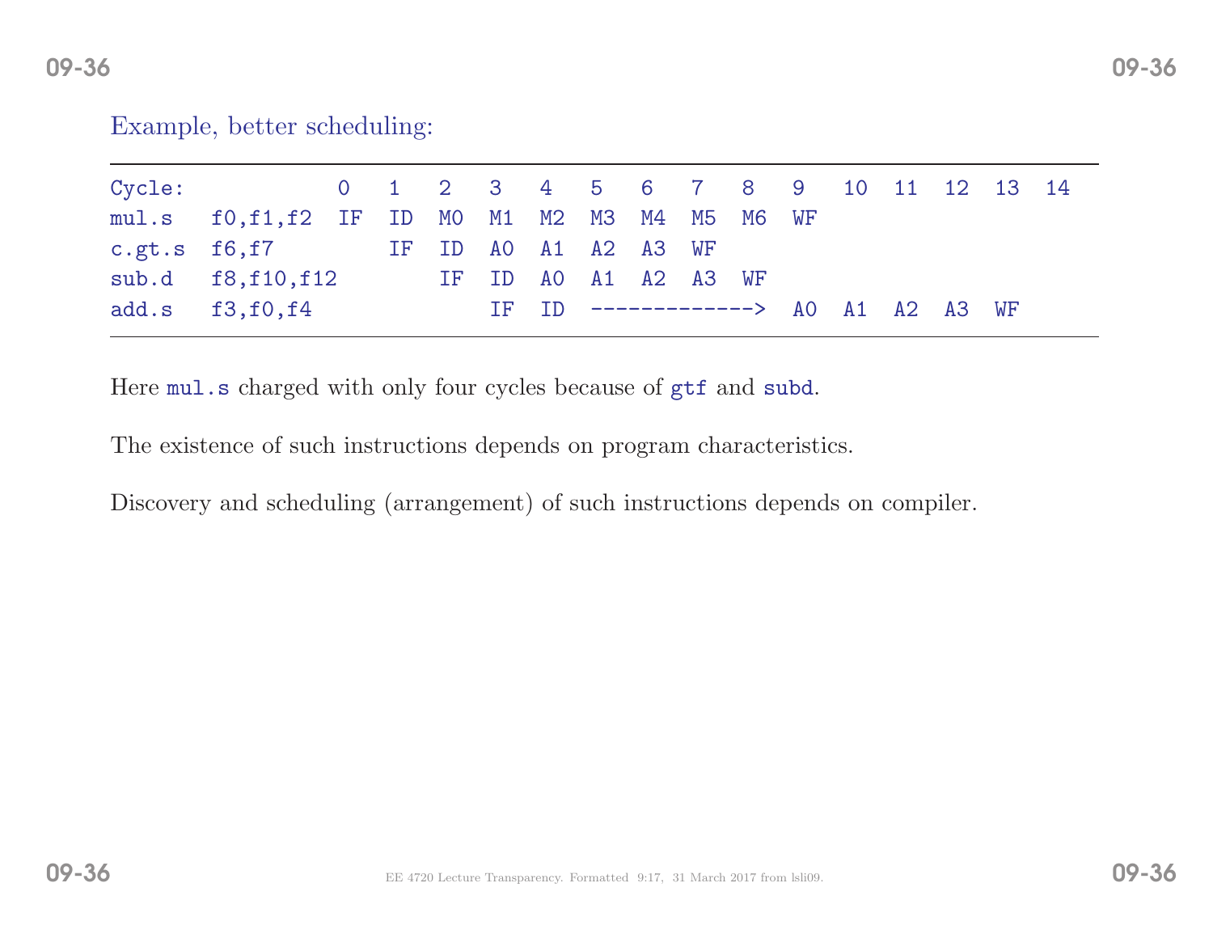Example, better scheduling:

```
Cycle:             0    1    2    3    4    5    6    7    8    9    10   11   12   13   14
mul.s   f0,f1,f2   IF   ID   M0   M1   M2   M3   M4   M5   M6   WF
c.gt.s  f6,f7           IF   ID   A0   A1   A2   A3   WF
sub.d   f8,f10,f12           IF   ID   A0   A1   A2   A3   WF
add.s   f3,f0,f4                  IF   ID   ------------->  A0   A1   A2   A3   WF
```

Here `mul.s` charged with only four cycles because of `gtf` and `subd`.

The existence of such instructions depends on program characteristics.

Discovery and scheduling (arrangement) of such instructions depends on compiler.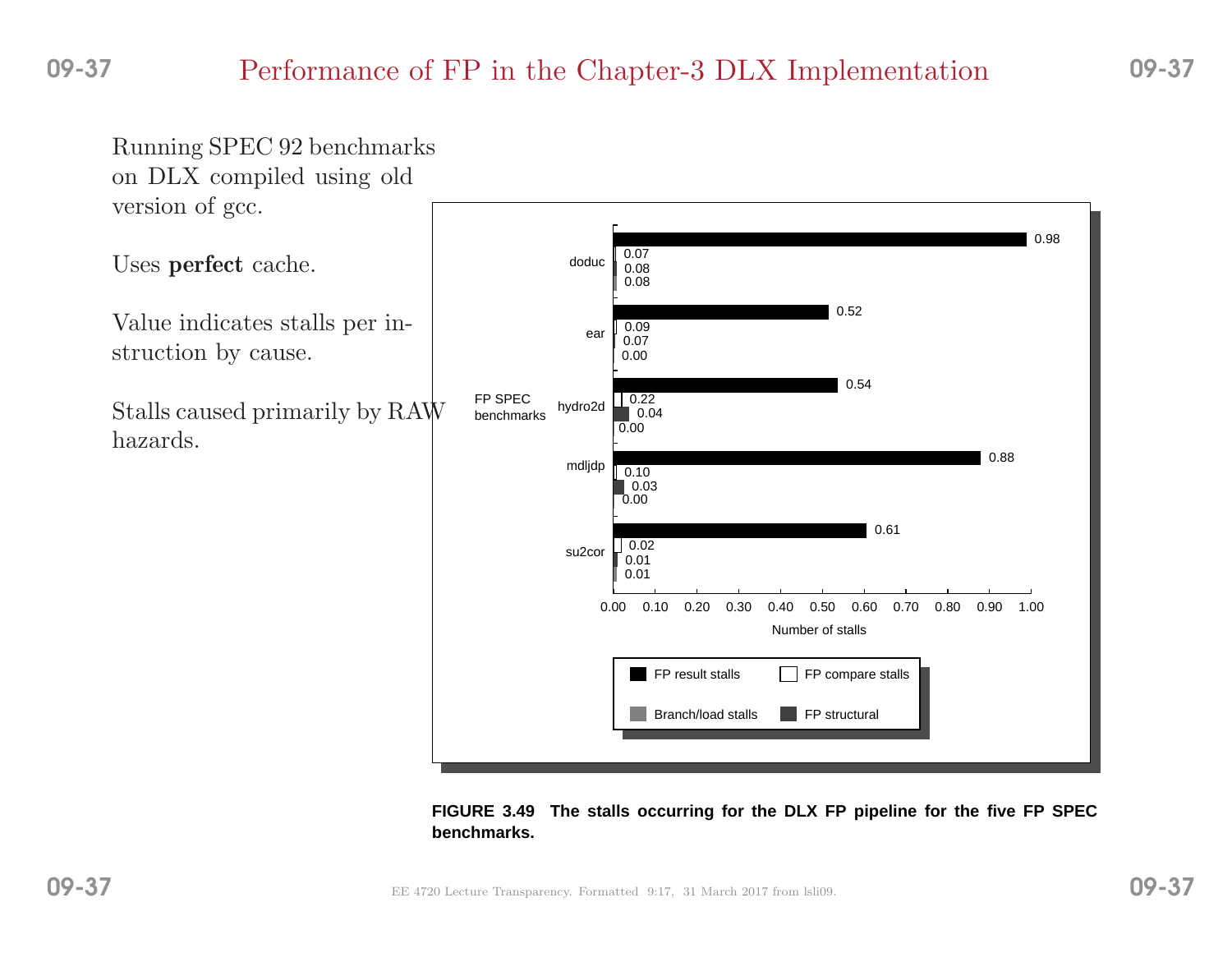# Performance of FP in the Chapter-3 DLX Implementation

Running SPEC 92 benchmarks on DLX compiled using old version of gcc.

Uses **perfect** cache.

Value indicates stalls per instruction by cause.

Stalls caused primarily by RAW hazards.

| FP SPEC benchmarks | FP result stalls | FP compare stalls | FP structural | Branch/load stalls |
|---|---|---|---|---|
| doduc | 0.98 | 0.07 | 0.08 | 0.08 |
| ear | 0.52 | 0.09 | 0.07 | 0.00 |
| hydro2d | 0.54 | 0.22 | 0.04 | 0.00 |
| mdljdp | 0.88 | 0.10 | 0.03 | 0.00 |
| su2cor | 0.61 | 0.02 | 0.01 | 0.01 |

Number of stalls

**FIGURE 3.49 The stalls occurring for the DLX FP pipeline for the five FP SPEC benchmarks.**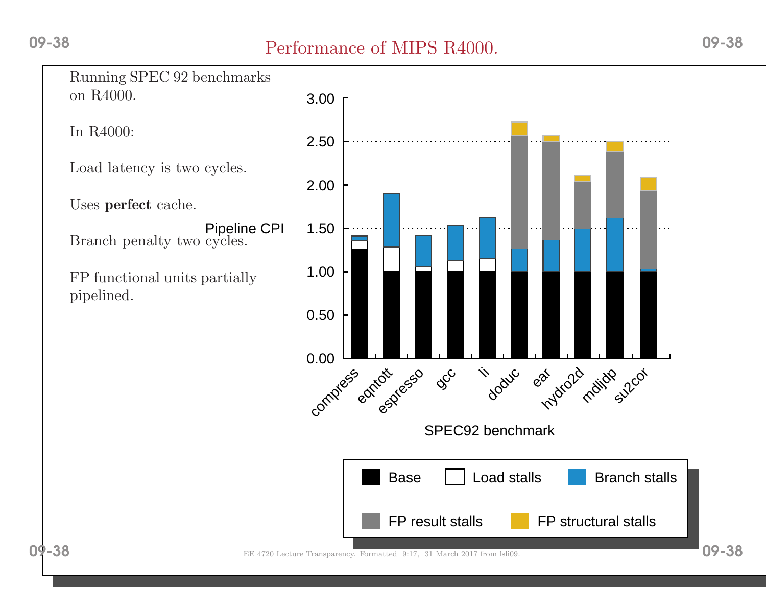# Performance of MIPS R4000.

Running SPEC 92 benchmarks on R4000.

In R4000:

Load latency is two cycles.

Uses **perfect** cache.

Branch penalty two cycles.

FP functional units partially pipelined.

Pipeline CPI

3.00
2.50
2.00
1.50
1.00
0.50
0.00

compress
eqntott
espresso
gcc
li
doduc
ear
hydro2d
mdljdp
su2cor

SPEC92 benchmark

Base
Load stalls
Branch stalls
FP result stalls
FP structural stalls

EE 4720 Lecture Transparency. Formatted 9:17, 31 March 2017 from lsli09.